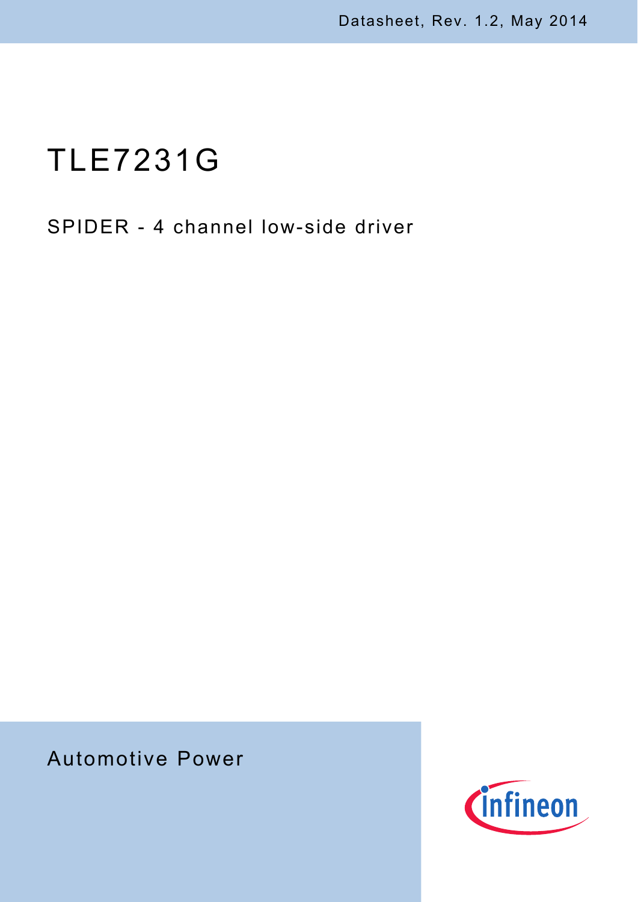Datasheet, Rev. 1.2, May 2014

# TLE7231G

SPIDER - 4 channel low-side driver

Automotive Power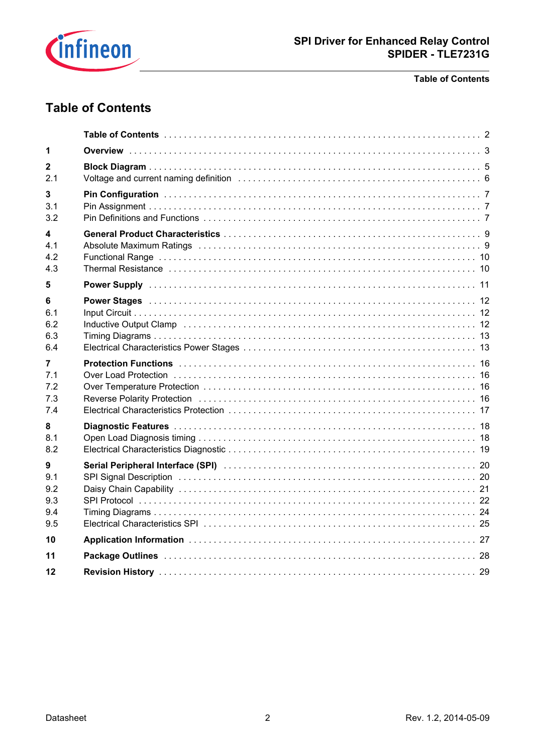# Table of Contents

| | | |
|---|---|---|
| | **Table of Contents** | 2 |
| **1** | **Overview** | 3 |
| **2** | **Block Diagram** | 5 |
| 2.1 | Voltage and current naming definition | 6 |
| **3** | **Pin Configuration** | 7 |
| 3.1 | Pin Assignment | 7 |
| 3.2 | Pin Definitions and Functions | 7 |
| **4** | **General Product Characteristics** | 9 |
| 4.1 | Absolute Maximum Ratings | 9 |
| 4.2 | Functional Range | 10 |
| 4.3 | Thermal Resistance | 10 |
| **5** | **Power Supply** | 11 |
| **6** | **Power Stages** | 12 |
| 6.1 | Input Circuit | 12 |
| 6.2 | Inductive Output Clamp | 12 |
| 6.3 | Timing Diagrams | 13 |
| 6.4 | Electrical Characteristics Power Stages | 13 |
| **7** | **Protection Functions** | 16 |
| 7.1 | Over Load Protection | 16 |
| 7.2 | Over Temperature Protection | 16 |
| 7.3 | Reverse Polarity Protection | 16 |
| 7.4 | Electrical Characteristics Protection | 17 |
| **8** | **Diagnostic Features** | 18 |
| 8.1 | Open Load Diagnosis timing | 18 |
| 8.2 | Electrical Characteristics Diagnostic | 19 |
| **9** | **Serial Peripheral Interface (SPI)** | 20 |
| 9.1 | SPI Signal Description | 20 |
| 9.2 | Daisy Chain Capability | 21 |
| 9.3 | SPI Protocol | 22 |
| 9.4 | Timing Diagrams | 24 |
| 9.5 | Electrical Characteristics SPI | 25 |
| **10** | **Application Information** | 27 |
| **11** | **Package Outlines** | 28 |
| **12** | **Revision History** | 29 |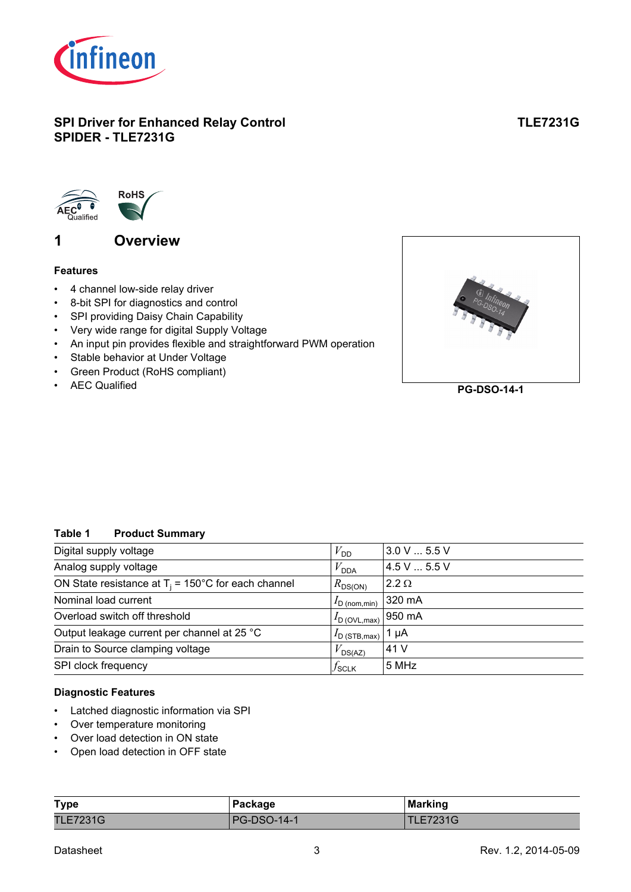# SPI Driver for Enhanced Relay Control
# SPIDER - TLE7231G

**TLE7231G**

## 1 Overview

### Features

- 4 channel low-side relay driver
- 8-bit SPI for diagnostics and control
- SPI providing Daisy Chain Capability
- Very wide range for digital Supply Voltage
- An input pin provides flexible and straightforward PWM operation
- Stable behavior at Under Voltage
- Green Product (RoHS compliant)
- AEC Qualified

PG-DSO-14-1

**Table 1 Product Summary**

| | | |
|---|---|---|
| Digital supply voltage | $V_{DD}$ | 3.0 V ... 5.5 V |
| Analog supply voltage | $V_{DDA}$ | 4.5 V ... 5.5 V |
| ON State resistance at $T_j$ = 150°C for each channel | $R_{DS(ON)}$ | 2.2 Ω |
| Nominal load current | $I_{D\,(nom,min)}$ | 320 mA |
| Overload switch off threshold | $I_{D\,(OVL,max)}$ | 950 mA |
| Output leakage current per channel at 25 °C | $I_{D\,(STB,max)}$ | 1 µA |
| Drain to Source clamping voltage | $V_{DS(AZ)}$ | 41 V |
| SPI clock frequency | $f_{SCLK}$ | 5 MHz |

### Diagnostic Features

- Latched diagnostic information via SPI
- Over temperature monitoring
- Over load detection in ON state
- Open load detection in OFF state

| Type | Package | Marking |
|---|---|---|
| TLE7231G | PG-DSO-14-1 | TLE7231G |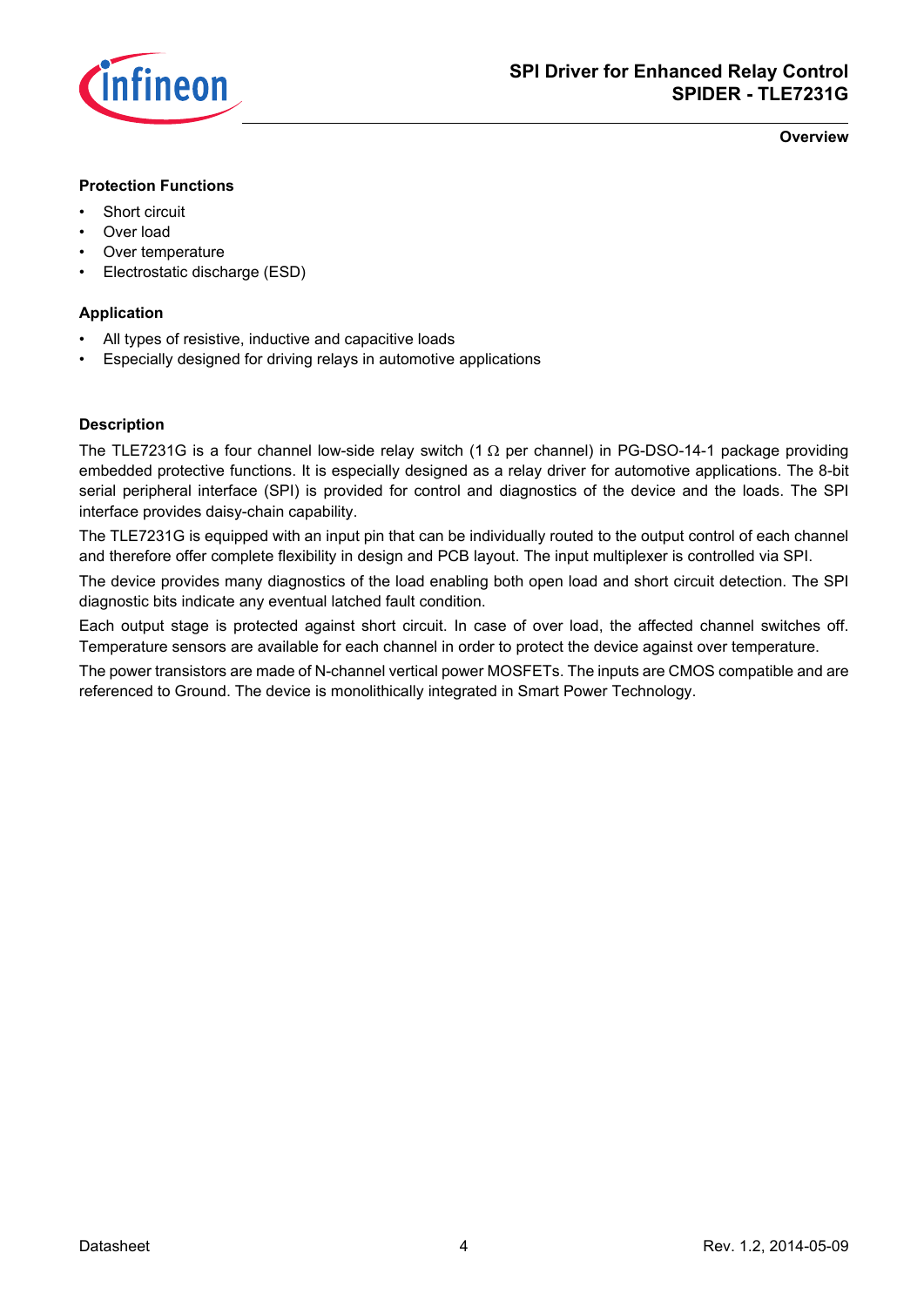### Protection Functions

- Short circuit
- Over load
- Over temperature
- Electrostatic discharge (ESD)

### Application

- All types of resistive, inductive and capacitive loads
- Especially designed for driving relays in automotive applications

### Description

The TLE7231G is a four channel low-side relay switch (1 Ω per channel) in PG-DSO-14-1 package providing embedded protective functions. It is especially designed as a relay driver for automotive applications. The 8-bit serial peripheral interface (SPI) is provided for control and diagnostics of the device and the loads. The SPI interface provides daisy-chain capability.

The TLE7231G is equipped with an input pin that can be individually routed to the output control of each channel and therefore offer complete flexibility in design and PCB layout. The input multiplexer is controlled via SPI.

The device provides many diagnostics of the load enabling both open load and short circuit detection. The SPI diagnostic bits indicate any eventual latched fault condition.

Each output stage is protected against short circuit. In case of over load, the affected channel switches off. Temperature sensors are available for each channel in order to protect the device against over temperature.

The power transistors are made of N-channel vertical power MOSFETs. The inputs are CMOS compatible and are referenced to Ground. The device is monolithically integrated in Smart Power Technology.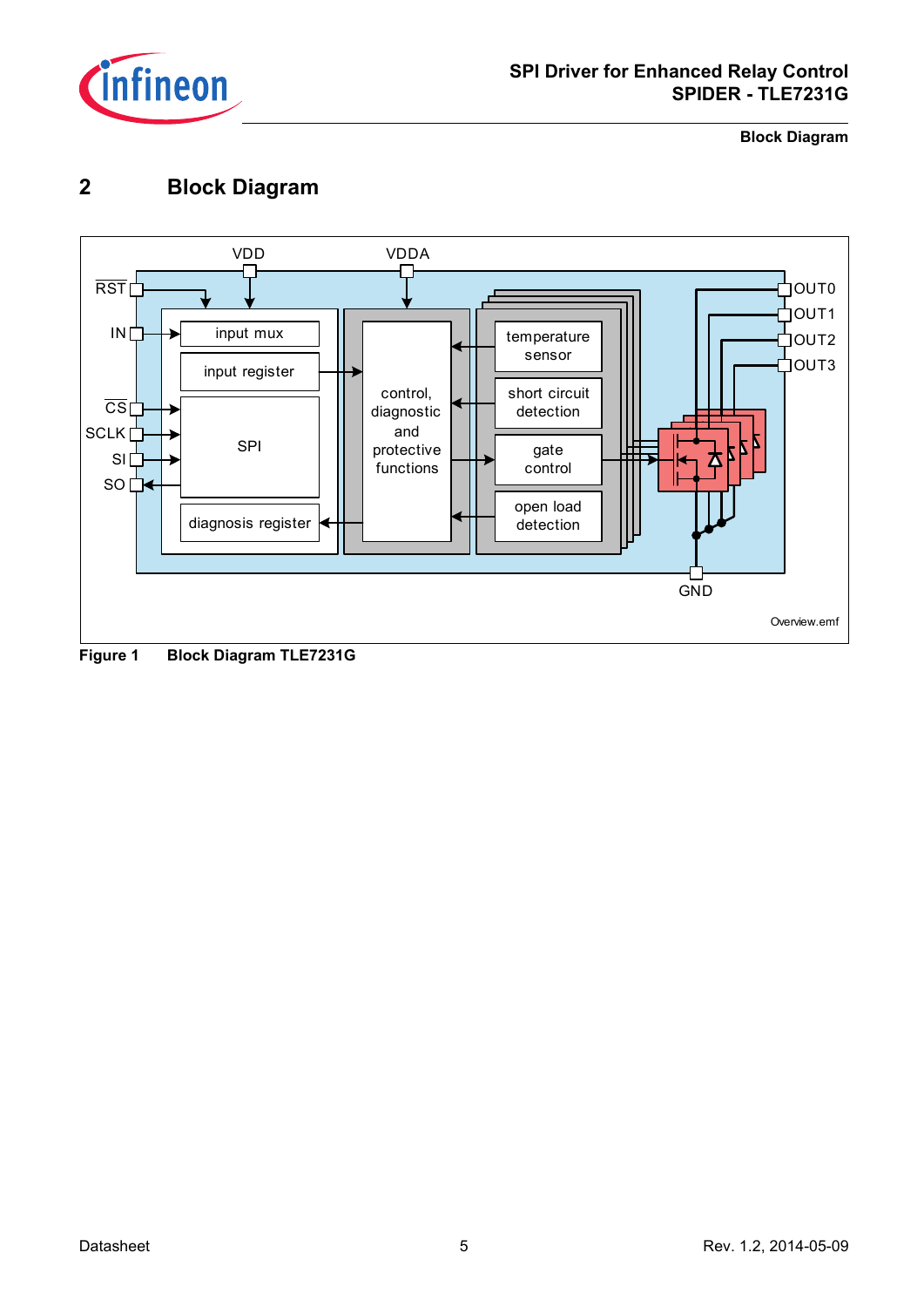## 2 Block Diagram

VDD VDDA

RST IN CS SCLK SI SO

input mux

input register

SPI

diagnosis register

control, diagnostic and protective functions

temperature sensor

short circuit detection

gate control

open load detection

OUT0 OUT1 OUT2 OUT3

GND

Overview.emf

**Figure 1 Block Diagram TLE7231G**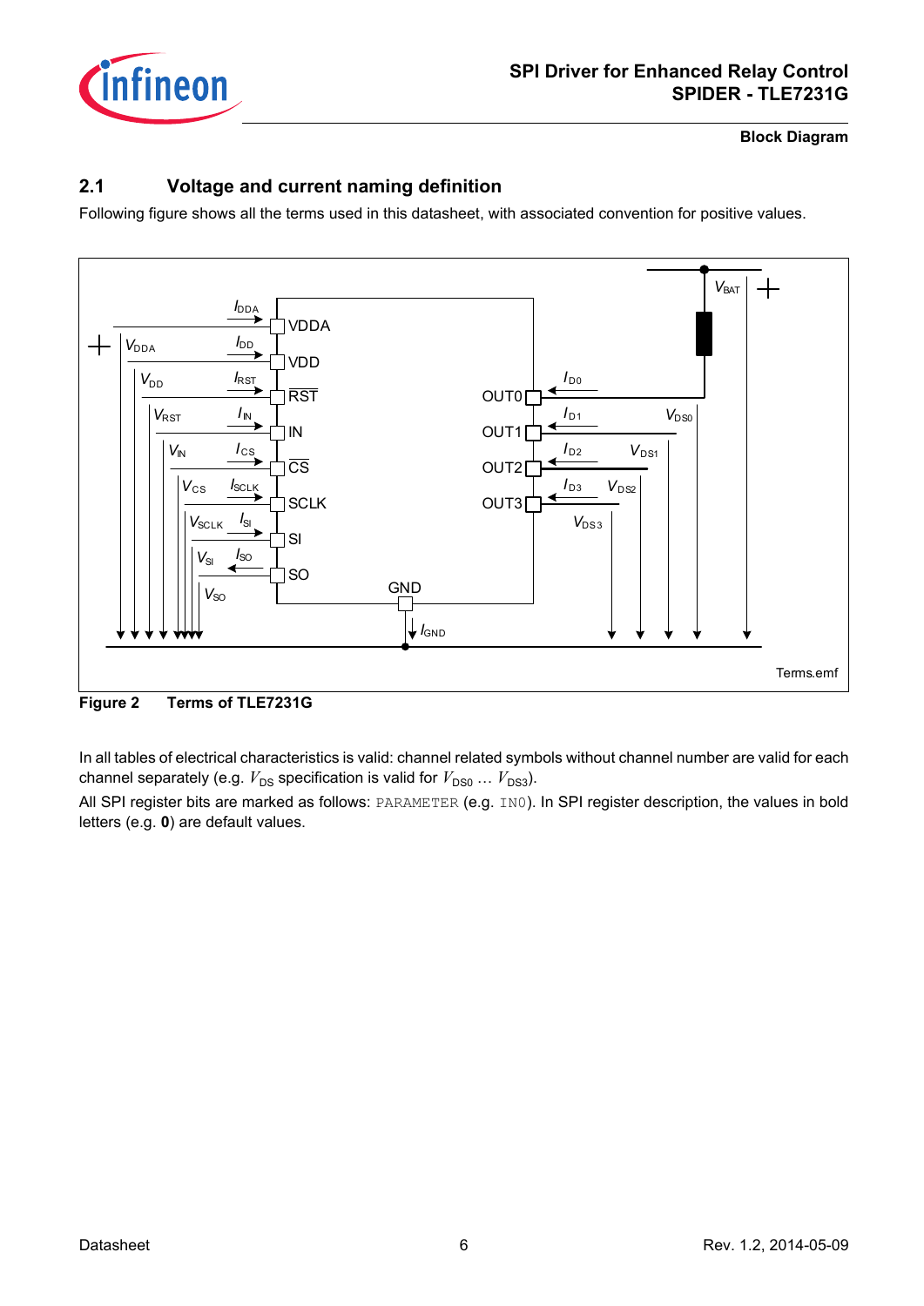## 2.1 Voltage and current naming definition

Following figure shows all the terms used in this datasheet, with associated convention for positive values.

**Figure 2 Terms of TLE7231G**

In all tables of electrical characteristics is valid: channel related symbols without channel number are valid for each channel separately (e.g. $V_{DS}$ specification is valid for $V_{DS0}$ … $V_{DS3}$).

All SPI register bits are marked as follows: `PARAMETER` (e.g. `IN0`). In SPI register description, the values in bold letters (e.g. **0**) are default values.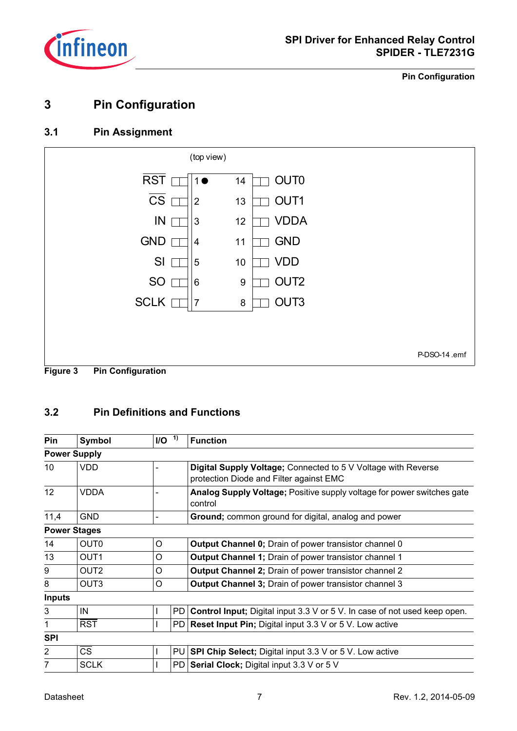# 3 Pin Configuration

## 3.1 Pin Assignment

(top view)

| Symbol | Pin | Pin | Symbol |
|---|---|---|---|
| RST | 1 | 14 | OUT0 |
| CS | 2 | 13 | OUT1 |
| IN | 3 | 12 | VDDA |
| GND | 4 | 11 | GND |
| SI | 5 | 10 | VDD |
| SO | 6 | 9 | OUT2 |
| SCLK | 7 | 8 | OUT3 |

P-DSO-14 .emf

**Figure 3 Pin Configuration**

## 3.2 Pin Definitions and Functions

| Pin | Symbol | I/O [1)] | | Function |
|---|---|---|---|---|
| **Power Supply** | | | | |
| 10 | VDD | - | | **Digital Supply Voltage;** Connected to 5 V Voltage with Reverse protection Diode and Filter against EMC |
| 12 | VDDA | - | | **Analog Supply Voltage;** Positive supply voltage for power switches gate control |
| 11,4 | GND | - | | **Ground;** common ground for digital, analog and power |
| **Power Stages** | | | | |
| 14 | OUT0 | O | | **Output Channel 0;** Drain of power transistor channel 0 |
| 13 | OUT1 | O | | **Output Channel 1;** Drain of power transistor channel 1 |
| 9 | OUT2 | O | | **Output Channel 2;** Drain of power transistor channel 2 |
| 8 | OUT3 | O | | **Output Channel 3;** Drain of power transistor channel 3 |
| **Inputs** | | | | |
| 3 | IN | I | PD | **Control Input;** Digital input 3.3 V or 5 V. In case of not used keep open. |
| 1 | RST | I | PD | **Reset Input Pin;** Digital input 3.3 V or 5 V. Low active |
| **SPI** | | | | |
| 2 | CS | I | PU | **SPI Chip Select;** Digital input 3.3 V or 5 V. Low active |
| 7 | SCLK | I | PD | **Serial Clock;** Digital input 3.3 V or 5 V |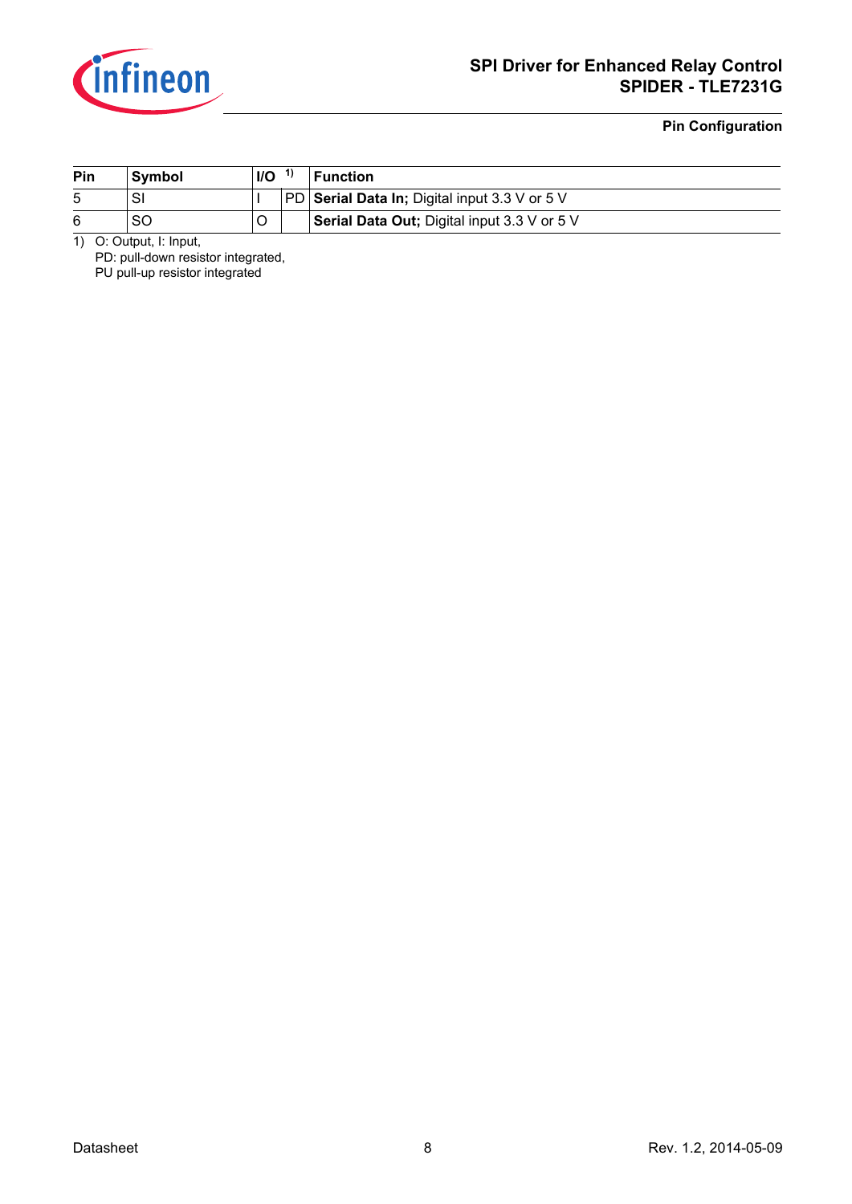| Pin | Symbol | I/O [1] | | Function |
|---|---|---|---|---|
| 5 | SI | I | PD | **Serial Data In;** Digital input 3.3 V or 5 V |
| 6 | SO | O | | **Serial Data Out;** Digital input 3.3 V or 5 V |

1) O: Output, I: Input,
PD: pull-down resistor integrated,
PU pull-up resistor integrated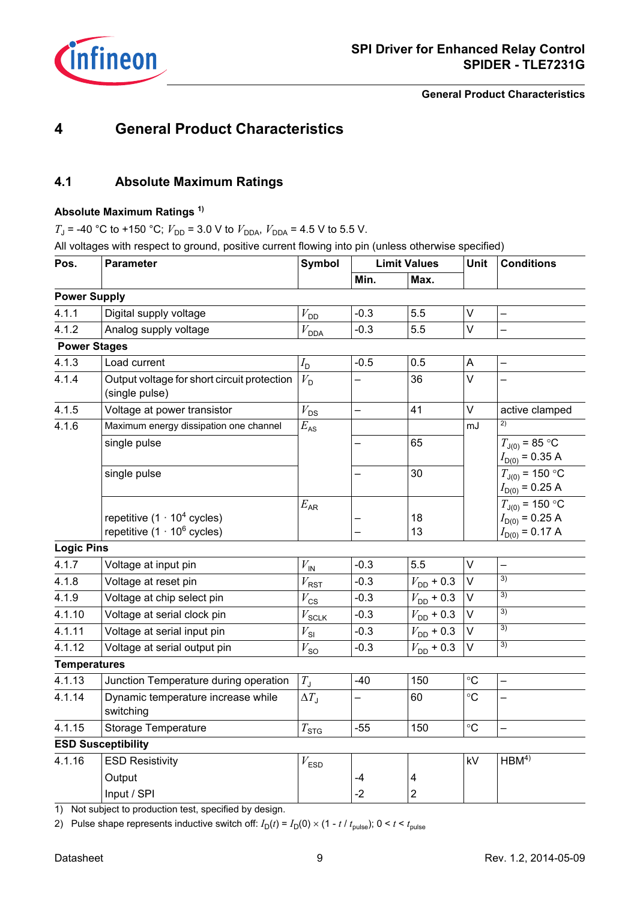# 4 General Product Characteristics

## 4.1 Absolute Maximum Ratings

**Absolute Maximum Ratings** [1)]

$T_J$ = -40 °C to +150 °C; $V_{DD}$ = 3.0 V to $V_{DDA}$, $V_{DDA}$ = 4.5 V to 5.5 V.

All voltages with respect to ground, positive current flowing into pin (unless otherwise specified)

| Pos. | Parameter | Symbol | Limit Values | | Unit | Conditions |
|---|---|---|---|---|---|---|
| | | | Min. | Max. | | |
| **Power Supply** | | | | | | |
| 4.1.1 | Digital supply voltage | $V_{DD}$ | -0.3 | 5.5 | V | – |
| 4.1.2 | Analog supply voltage | $V_{DDA}$ | -0.3 | 5.5 | V | – |
| **Power Stages** | | | | | | |
| 4.1.3 | Load current | $I_D$ | -0.5 | 0.5 | A | – |
| 4.1.4 | Output voltage for short circuit protection (single pulse) | $V_D$ | – | 36 | V | – |
| 4.1.5 | Voltage at power transistor | $V_{DS}$ | – | 41 | V | active clamped |
| 4.1.6 | Maximum energy dissipation one channel | $E_{AS}$ | | | mJ | 2) |
| | single pulse | | – | 65 | | $T_{J(0)}$ = 85 °C<br>$I_{D(0)}$ = 0.35 A |
| | single pulse | | – | 30 | | $T_{J(0)}$ = 150 °C<br>$I_{D(0)}$ = 0.25 A |
| | repetitive (1 · $10^4$ cycles)<br>repetitive (1 · $10^6$ cycles) | $E_{AR}$ | –<br>– | 18<br>13 | | $T_{J(0)}$ = 150 °C<br>$I_{D(0)}$ = 0.25 A<br>$I_{D(0)}$ = 0.17 A |
| **Logic Pins** | | | | | | |
| 4.1.7 | Voltage at input pin | $V_{IN}$ | -0.3 | 5.5 | V | – |
| 4.1.8 | Voltage at reset pin | $V_{RST}$ | -0.3 | $V_{DD}$ + 0.3 | V | 3) |
| 4.1.9 | Voltage at chip select pin | $V_{CS}$ | -0.3 | $V_{DD}$ + 0.3 | V | 3) |
| 4.1.10 | Voltage at serial clock pin | $V_{SCLK}$ | -0.3 | $V_{DD}$ + 0.3 | V | 3) |
| 4.1.11 | Voltage at serial input pin | $V_{SI}$ | -0.3 | $V_{DD}$ + 0.3 | V | 3) |
| 4.1.12 | Voltage at serial output pin | $V_{SO}$ | -0.3 | $V_{DD}$ + 0.3 | V | 3) |
| **Temperatures** | | | | | | |
| 4.1.13 | Junction Temperature during operation | $T_J$ | -40 | 150 | °C | – |
| 4.1.14 | Dynamic temperature increase while switching | $\Delta T_J$ | – | 60 | °C | – |
| 4.1.15 | Storage Temperature | $T_{STG}$ | -55 | 150 | °C | – |
| **ESD Susceptibility** | | | | | | |
| 4.1.16 | ESD Resistivity<br>Output<br>Input / SPI | $V_{ESD}$ | <br>-4<br>-2 | <br>4<br>2 | kV | HBM[4)] |

1) Not subject to production test, specified by design.

2) Pulse shape represents inductive switch off: $I_D(t) = I_D(0) \times (1 - t / t_{pulse})$; $0 < t < t_{pulse}$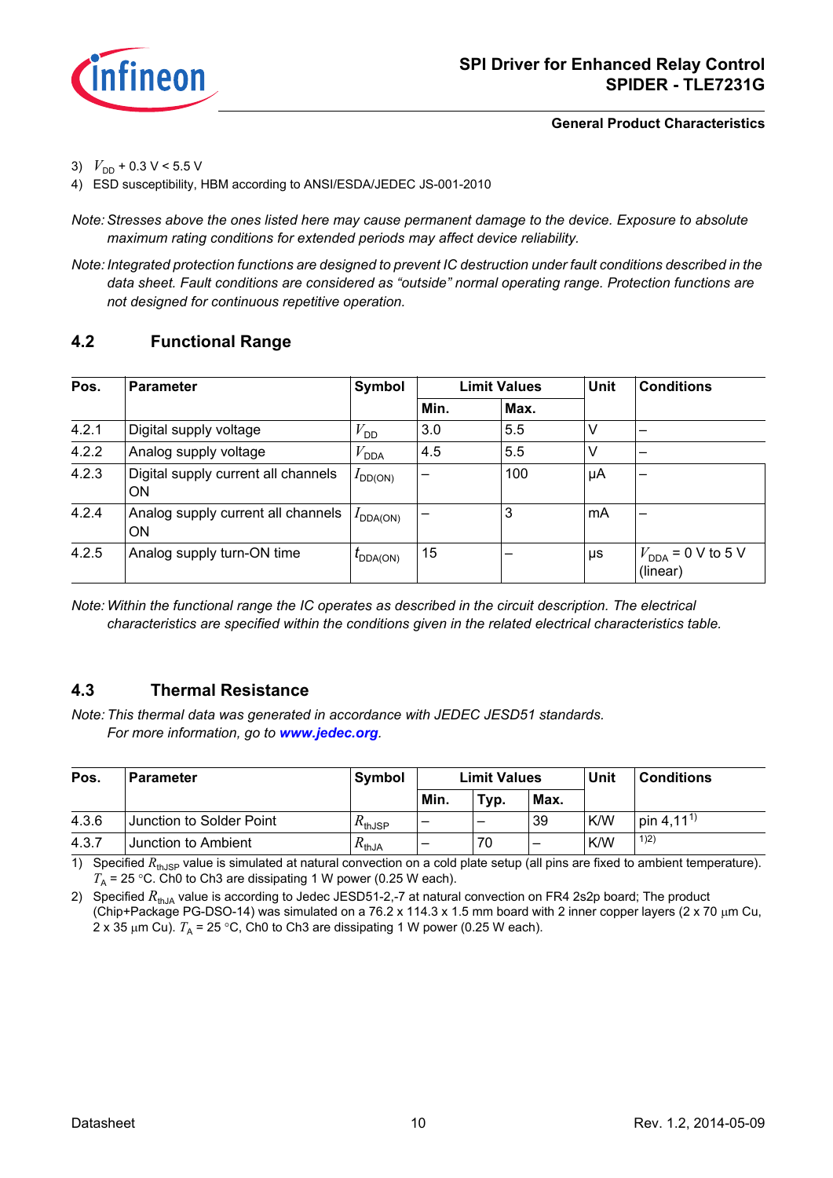3) $V_{DD}$ + 0.3 V < 5.5 V

4) ESD susceptibility, HBM according to ANSI/ESDA/JEDEC JS-001-2010

*Note: Stresses above the ones listed here may cause permanent damage to the device. Exposure to absolute maximum rating conditions for extended periods may affect device reliability.*

*Note: Integrated protection functions are designed to prevent IC destruction under fault conditions described in the data sheet. Fault conditions are considered as "outside" normal operating range. Protection functions are not designed for continuous repetitive operation.*

## 4.2 Functional Range

| Pos. | Parameter | Symbol | Limit Values | | Unit | Conditions |
|---|---|---|---|---|---|---|
| | | | Min. | Max. | | |
| 4.2.1 | Digital supply voltage | $V_{DD}$ | 3.0 | 5.5 | V | – |
| 4.2.2 | Analog supply voltage | $V_{DDA}$ | 4.5 | 5.5 | V | – |
| 4.2.3 | Digital supply current all channels ON | $I_{DD(ON)}$ | – | 100 | µA | – |
| 4.2.4 | Analog supply current all channels ON | $I_{DDA(ON)}$ | – | 3 | mA | – |
| 4.2.5 | Analog supply turn-ON time | $t_{DDA(ON)}$ | 15 | – | µs | $V_{DDA}$ = 0 V to 5 V (linear) |

*Note: Within the functional range the IC operates as described in the circuit description. The electrical characteristics are specified within the conditions given in the related electrical characteristics table.*

## 4.3 Thermal Resistance

*Note: This thermal data was generated in accordance with JEDEC JESD51 standards. For more information, go to* ***www.jedec.org****.*

| Pos. | Parameter | Symbol | Limit Values | | | Unit | Conditions |
|---|---|---|---|---|---|---|---|
| | | | Min. | Typ. | Max. | | |
| 4.3.6 | Junction to Solder Point | $R_{thJSP}$ | – | – | 39 | K/W | pin 4,11[1] |
| 4.3.7 | Junction to Ambient | $R_{thJA}$ | – | 70 | – | K/W | [1)2)] |

1) Specified $R_{thJSP}$ value is simulated at natural convection on a cold plate setup (all pins are fixed to ambient temperature). $T_A$ = 25 °C. Ch0 to Ch3 are dissipating 1 W power (0.25 W each).

2) Specified $R_{thJA}$ value is according to Jedec JESD51-2,-7 at natural convection on FR4 2s2p board; The product (Chip+Package PG-DSO-14) was simulated on a 76.2 x 114.3 x 1.5 mm board with 2 inner copper layers (2 x 70 µm Cu, 2 x 35 µm Cu). $T_A$ = 25 °C, Ch0 to Ch3 are dissipating 1 W power (0.25 W each).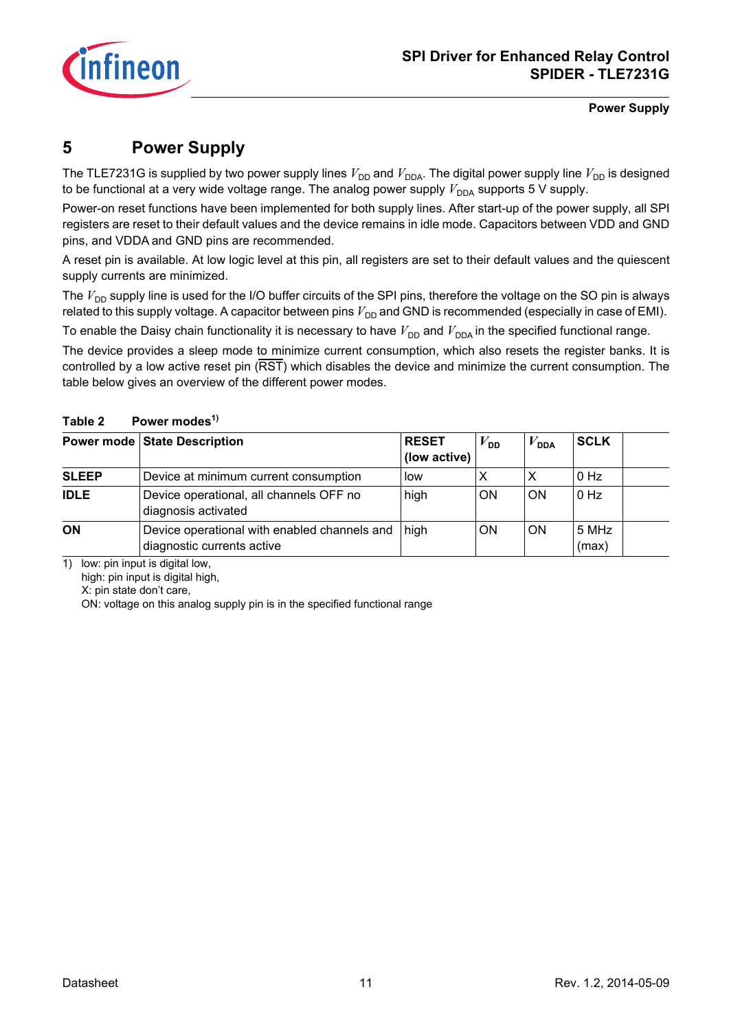# 5 Power Supply

The TLE7231G is supplied by two power supply lines $V_{DD}$ and $V_{DDA}$. The digital power supply line $V_{DD}$ is designed to be functional at a very wide voltage range. The analog power supply $V_{DDA}$ supports 5 V supply.

Power-on reset functions have been implemented for both supply lines. After start-up of the power supply, all SPI registers are reset to their default values and the device remains in idle mode. Capacitors between VDD and GND pins, and VDDA and GND pins are recommended.

A reset pin is available. At low logic level at this pin, all registers are set to their default values and the quiescent supply currents are minimized.

The $V_{DD}$ supply line is used for the I/O buffer circuits of the SPI pins, therefore the voltage on the SO pin is always related to this supply voltage. A capacitor between pins $V_{DD}$ and GND is recommended (especially in case of EMI).

To enable the Daisy chain functionality it is necessary to have $V_{DD}$ and $V_{DDA}$ in the specified functional range.

The device provides a sleep mode to minimize current consumption, which also resets the register banks. It is controlled by a low active reset pin ($\overline{RST}$) which disables the device and minimize the current consumption. The table below gives an overview of the different power modes.

**Table 2 Power modes[1]**

| Power mode | State Description | RESET (low active) | $V_{DD}$ | $V_{DDA}$ | SCLK | |
|---|---|---|---|---|---|---|
| **SLEEP** | Device at minimum current consumption | low | X | X | 0 Hz | |
| **IDLE** | Device operational, all channels OFF no diagnosis activated | high | ON | ON | 0 Hz | |
| **ON** | Device operational with enabled channels and diagnostic currents active | high | ON | ON | 5 MHz (max) | |

1) low: pin input is digital low,
high: pin input is digital high,
X: pin state don't care,
ON: voltage on this analog supply pin is in the specified functional range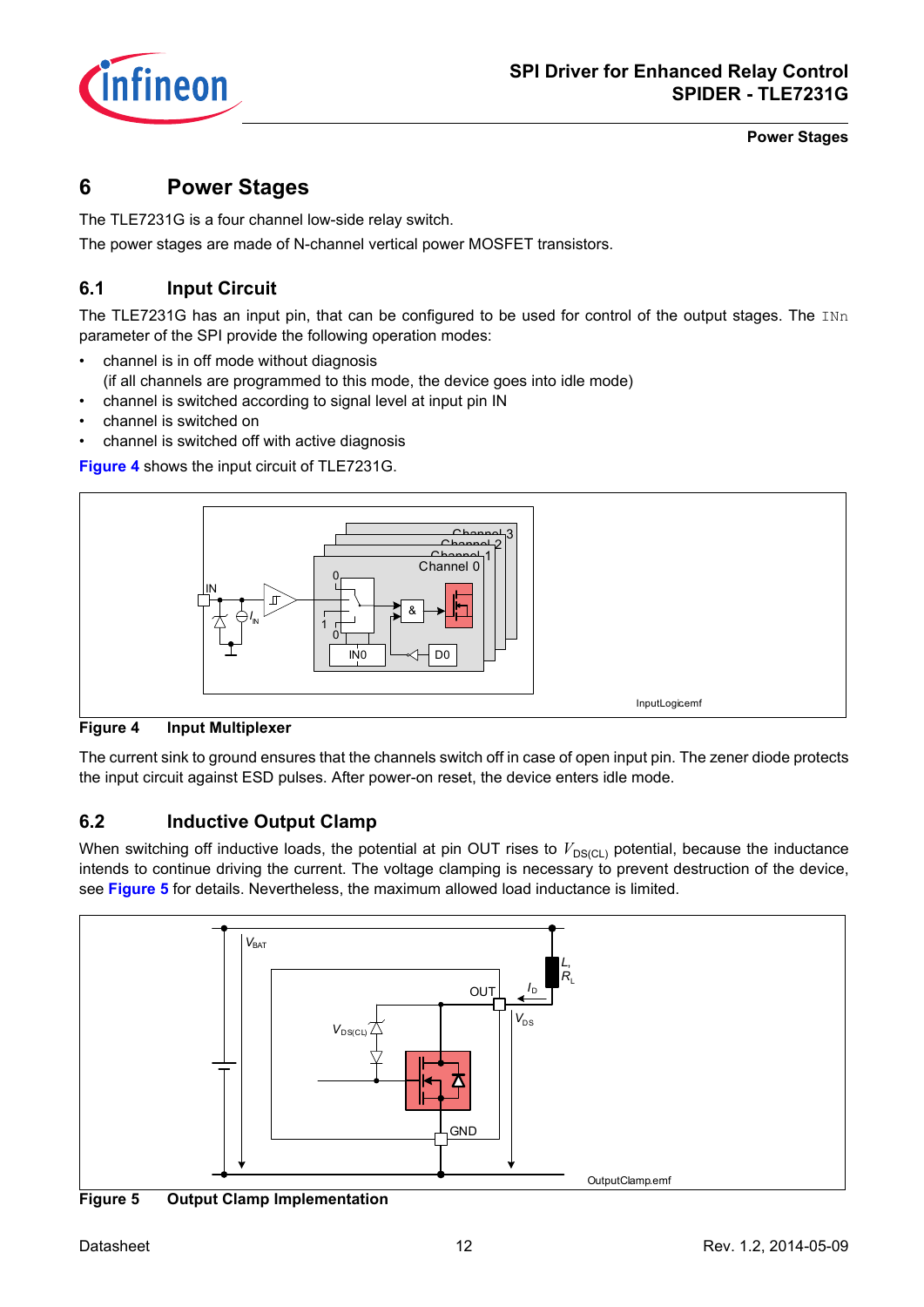# 6 Power Stages

The TLE7231G is a four channel low-side relay switch.

The power stages are made of N-channel vertical power MOSFET transistors.

## 6.1 Input Circuit

The TLE7231G has an input pin, that can be configured to be used for control of the output stages. The `INn` parameter of the SPI provide the following operation modes:

- channel is in off mode without diagnosis
  (if all channels are programmed to this mode, the device goes into idle mode)
- channel is switched according to signal level at input pin IN
- channel is switched on
- channel is switched off with active diagnosis

**Figure 4** shows the input circuit of TLE7231G.

**Figure 4 Input Multiplexer**

The current sink to ground ensures that the channels switch off in case of open input pin. The zener diode protects the input circuit against ESD pulses. After power-on reset, the device enters idle mode.

## 6.2 Inductive Output Clamp

When switching off inductive loads, the potential at pin OUT rises to $V_{DS(CL)}$ potential, because the inductance intends to continue driving the current. The voltage clamping is necessary to prevent destruction of the device, see **Figure 5** for details. Nevertheless, the maximum allowed load inductance is limited.

**Figure 5 Output Clamp Implementation**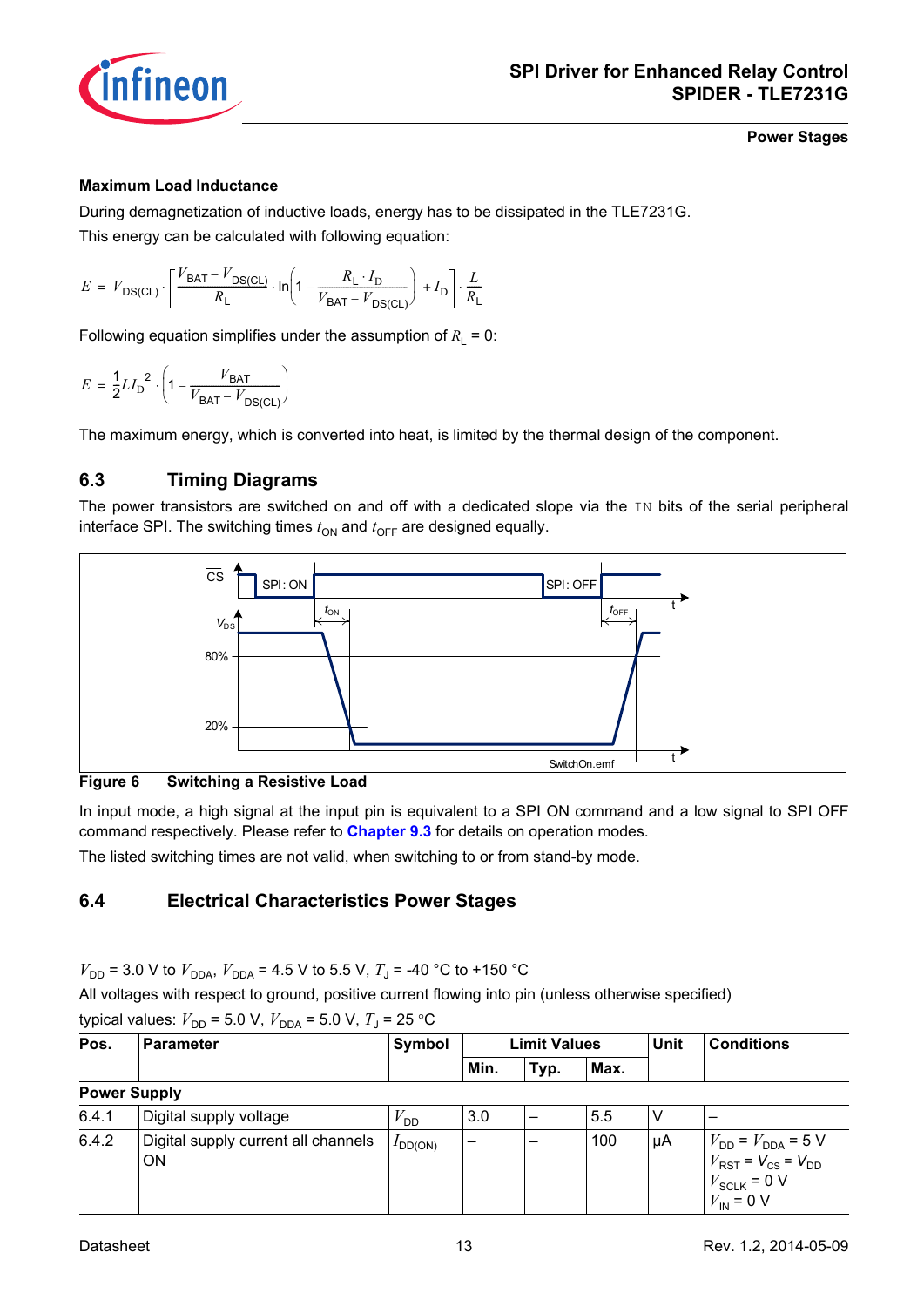**Maximum Load Inductance**

During demagnetization of inductive loads, energy has to be dissipated in the TLE7231G.

This energy can be calculated with following equation:

$$E = V_{DS(CL)} \cdot \left[ \frac{V_{BAT} - V_{DS(CL)}}{R_L} \cdot \ln\left(1 - \frac{R_L \cdot I_D}{V_{BAT} - V_{DS(CL)}}\right) + I_D \right] \cdot \frac{L}{R_L}$$

Following equation simplifies under the assumption of $R_L = 0$:

$$E = \frac{1}{2} L I_D^{\ 2} \cdot \left(1 - \frac{V_{BAT}}{V_{BAT} - V_{DS(CL)}}\right)$$

The maximum energy, which is converted into heat, is limited by the thermal design of the component.

## 6.3 Timing Diagrams

The power transistors are switched on and off with a dedicated slope via the IN bits of the serial peripheral interface SPI. The switching times $t_{ON}$ and $t_{OFF}$ are designed equally.

**Figure 6 Switching a Resistive Load**

In input mode, a high signal at the input pin is equivalent to a SPI ON command and a low signal to SPI OFF command respectively. Please refer to **Chapter 9.3** for details on operation modes.

The listed switching times are not valid, when switching to or from stand-by mode.

## 6.4 Electrical Characteristics Power Stages

$V_{DD}$ = 3.0 V to $V_{DDA}$, $V_{DDA}$ = 4.5 V to 5.5 V, $T_J$ = -40 °C to +150 °C

All voltages with respect to ground, positive current flowing into pin (unless otherwise specified)

typical values: $V_{DD}$ = 5.0 V, $V_{DDA}$ = 5.0 V, $T_J$ = 25 °C

| Pos. | Parameter | Symbol | Limit Values | | | Unit | Conditions |
|---|---|---|---|---|---|---|---|
| | | | Min. | Typ. | Max. | | |
| **Power Supply** | | | | | | | |
| 6.4.1 | Digital supply voltage | $V_{DD}$ | 3.0 | – | 5.5 | V | – |
| 6.4.2 | Digital supply current all channels ON | $I_{DD(ON)}$ | – | – | 100 | µA | $V_{DD} = V_{DDA} = 5$ V<br>$V_{RST} = V_{CS} = V_{DD}$<br>$V_{SCLK} = 0$ V<br>$V_{IN} = 0$ V |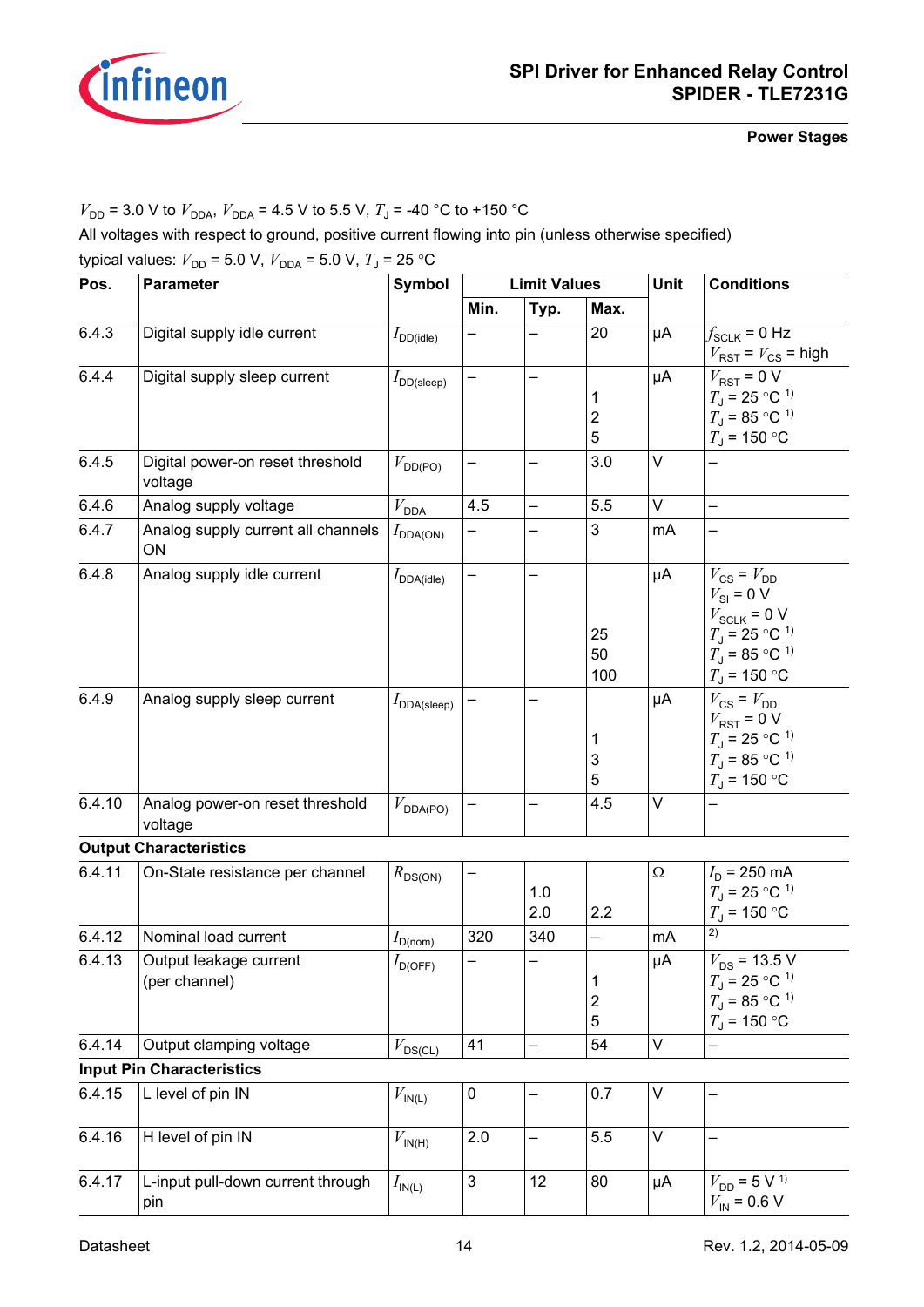$V_{DD}$ = 3.0 V to $V_{DDA}$, $V_{DDA}$ = 4.5 V to 5.5 V, $T_J$ = -40 °C to +150 °C

All voltages with respect to ground, positive current flowing into pin (unless otherwise specified)

typical values: $V_{DD}$ = 5.0 V, $V_{DDA}$ = 5.0 V, $T_J$ = 25 °C

| Pos. | Parameter | Symbol | Limit Values | | | Unit | Conditions |
|---|---|---|---|---|---|---|---|
| | | | Min. | Typ. | Max. | | |
| 6.4.3 | Digital supply idle current | $I_{DD(idle)}$ | – | – | 20 | µA | $f_{SCLK}$ = 0 Hz<br>$V_{RST}$ = $V_{CS}$ = high |
| 6.4.4 | Digital supply sleep current | $I_{DD(sleep)}$ | – | – | <br>1<br>2<br>5 | µA | $V_{RST}$ = 0 V<br>$T_J$ = 25 °C [1)]<br>$T_J$ = 85 °C [1)]<br>$T_J$ = 150 °C |
| 6.4.5 | Digital power-on reset threshold voltage | $V_{DD(PO)}$ | – | – | 3.0 | V | – |
| 6.4.6 | Analog supply voltage | $V_{DDA}$ | 4.5 | – | 5.5 | V | – |
| 6.4.7 | Analog supply current all channels ON | $I_{DDA(ON)}$ | – | – | 3 | mA | – |
| 6.4.8 | Analog supply idle current | $I_{DDA(idle)}$ | – | – | <br><br><br>25<br>50<br>100 | µA | $V_{CS}$ = $V_{DD}$<br>$V_{SI}$ = 0 V<br>$V_{SCLK}$ = 0 V<br>$T_J$ = 25 °C [1)]<br>$T_J$ = 85 °C [1)]<br>$T_J$ = 150 °C |
| 6.4.9 | Analog supply sleep current | $I_{DDA(sleep)}$ | – | – | <br><br>1<br>3<br>5 | µA | $V_{CS}$ = $V_{DD}$<br>$V_{RST}$ = 0 V<br>$T_J$ = 25 °C [1)]<br>$T_J$ = 85 °C [1)]<br>$T_J$ = 150 °C |
| 6.4.10 | Analog power-on reset threshold voltage | $V_{DDA(PO)}$ | – | – | 4.5 | V | – |
| **Output Characteristics** | | | | | | | |
| 6.4.11 | On-State resistance per channel | $R_{DS(ON)}$ | – | <br>1.0<br>2.0 | <br><br>2.2 | Ω | $I_D$ = 250 mA<br>$T_J$ = 25 °C [1)]<br>$T_J$ = 150 °C |
| 6.4.12 | Nominal load current | $I_{D(nom)}$ | 320 | 340 | – | mA | [2)] |
| 6.4.13 | Output leakage current (per channel) | $I_{D(OFF)}$ | – | – | <br>1<br>2<br>5 | µA | $V_{DS}$ = 13.5 V<br>$T_J$ = 25 °C [1)]<br>$T_J$ = 85 °C [1)]<br>$T_J$ = 150 °C |
| 6.4.14 | Output clamping voltage | $V_{DS(CL)}$ | 41 | – | 54 | V | – |
| **Input Pin Characteristics** | | | | | | | |
| 6.4.15 | L level of pin IN | $V_{IN(L)}$ | 0 | – | 0.7 | V | – |
| 6.4.16 | H level of pin IN | $V_{IN(H)}$ | 2.0 | – | 5.5 | V | – |
| 6.4.17 | L-input pull-down current through pin | $I_{IN(L)}$ | 3 | 12 | 80 | µA | $V_{DD}$ = 5 V [1)]<br>$V_{IN}$ = 0.6 V |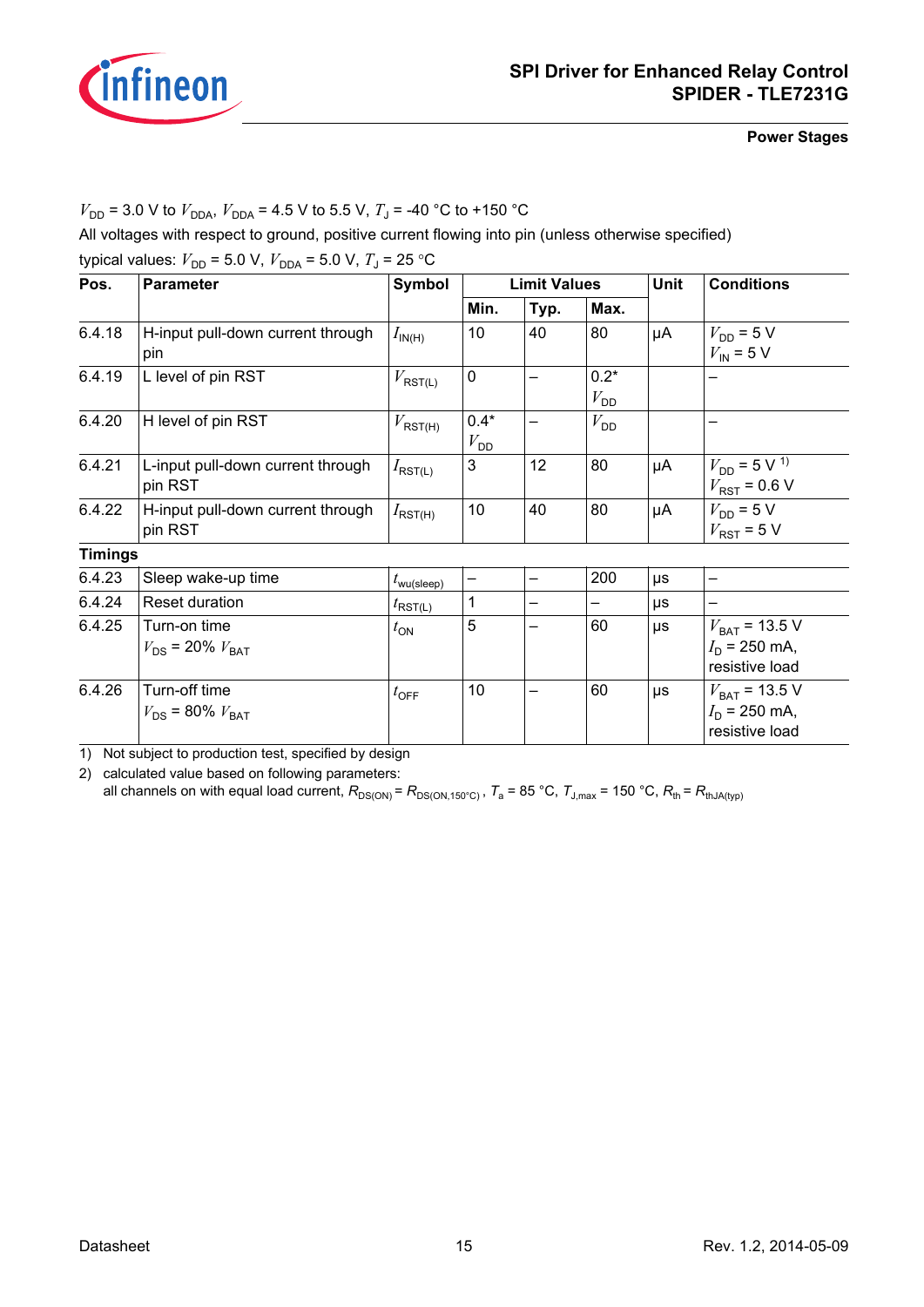$V_{DD}$ = 3.0 V to $V_{DDA}$, $V_{DDA}$ = 4.5 V to 5.5 V, $T_J$ = -40 °C to +150 °C

All voltages with respect to ground, positive current flowing into pin (unless otherwise specified)

typical values: $V_{DD}$ = 5.0 V, $V_{DDA}$ = 5.0 V, $T_J$ = 25 °C

| Pos. | Parameter | Symbol | Limit Values | | | Unit | Conditions |
|---|---|---|---|---|---|---|---|
| | | | Min. | Typ. | Max. | | |
| 6.4.18 | H-input pull-down current through pin | $I_{IN(H)}$ | 10 | 40 | 80 | µA | $V_{DD}$ = 5 V<br>$V_{IN}$ = 5 V |
| 6.4.19 | L level of pin RST | $V_{RST(L)}$ | 0 | – | 0.2* $V_{DD}$ | | – |
| 6.4.20 | H level of pin RST | $V_{RST(H)}$ | 0.4* $V_{DD}$ | – | $V_{DD}$ | | – |
| 6.4.21 | L-input pull-down current through pin RST | $I_{RST(L)}$ | 3 | 12 | 80 | µA | $V_{DD}$ = 5 V [1]<br>$V_{RST}$ = 0.6 V |
| 6.4.22 | H-input pull-down current through pin RST | $I_{RST(H)}$ | 10 | 40 | 80 | µA | $V_{DD}$ = 5 V<br>$V_{RST}$ = 5 V |
| **Timings** | | | | | | | |
| 6.4.23 | Sleep wake-up time | $t_{wu(sleep)}$ | – | – | 200 | µs | – |
| 6.4.24 | Reset duration | $t_{RST(L)}$ | 1 | – | – | µs | – |
| 6.4.25 | Turn-on time<br>$V_{DS}$ = 20% $V_{BAT}$ | $t_{ON}$ | 5 | – | 60 | µs | $V_{BAT}$ = 13.5 V<br>$I_D$ = 250 mA,<br>resistive load |
| 6.4.26 | Turn-off time<br>$V_{DS}$ = 80% $V_{BAT}$ | $t_{OFF}$ | 10 | – | 60 | µs | $V_{BAT}$ = 13.5 V<br>$I_D$ = 250 mA,<br>resistive load |

1) Not subject to production test, specified by design

2) calculated value based on following parameters:
all channels on with equal load current, $R_{DS(ON)} = R_{DS(ON,150°C)}$ , $T_a$ = 85 °C, $T_{J,max}$ = 150 °C, $R_{th} = R_{thJA(typ)}$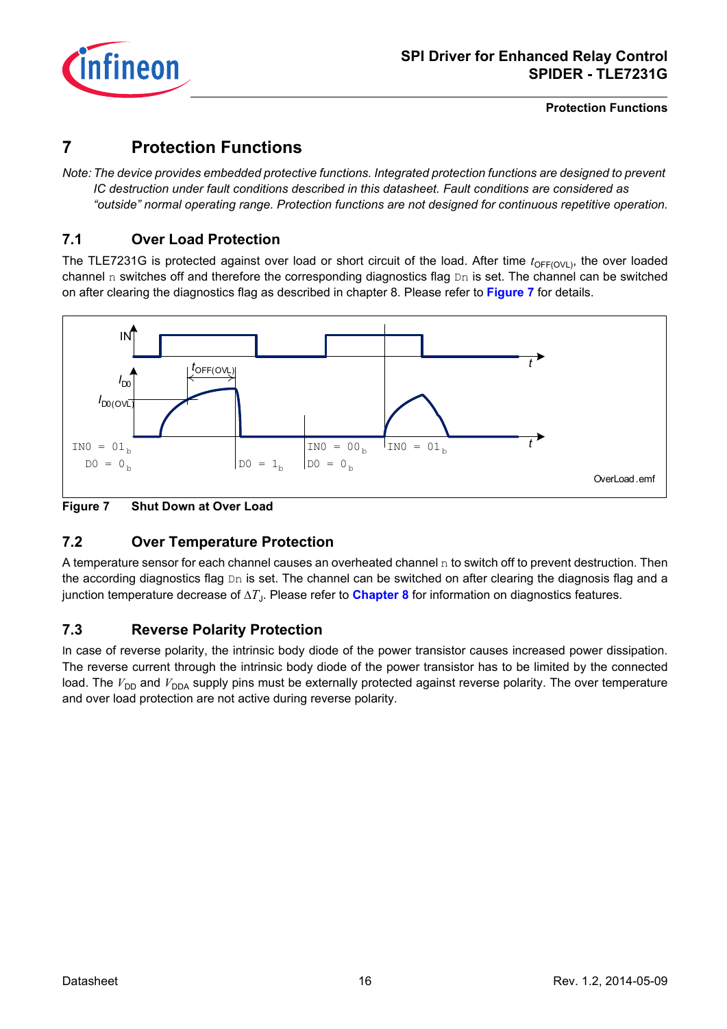# 7 Protection Functions

*Note: The device provides embedded protective functions. Integrated protection functions are designed to prevent IC destruction under fault conditions described in this datasheet. Fault conditions are considered as "outside" normal operating range. Protection functions are not designed for continuous repetitive operation.*

## 7.1 Over Load Protection

The TLE7231G is protected against over load or short circuit of the load. After time $t_{OFF(OVL)}$, the over loaded channel `n` switches off and therefore the corresponding diagnostics flag `Dn` is set. The channel can be switched on after clearing the diagnostics flag as described in chapter 8. Please refer to **Figure 7** for details.

**Figure 7 Shut Down at Over Load**

## 7.2 Over Temperature Protection

A temperature sensor for each channel causes an overheated channel `n` to switch off to prevent destruction. Then the according diagnostics flag `Dn` is set. The channel can be switched on after clearing the diagnosis flag and a junction temperature decrease of $\Delta T_J$. Please refer to **Chapter 8** for information on diagnostics features.

## 7.3 Reverse Polarity Protection

In case of reverse polarity, the intrinsic body diode of the power transistor causes increased power dissipation. The reverse current through the intrinsic body diode of the power transistor has to be limited by the connected load. The $V_{DD}$ and $V_{DDA}$ supply pins must be externally protected against reverse polarity. The over temperature and over load protection are not active during reverse polarity.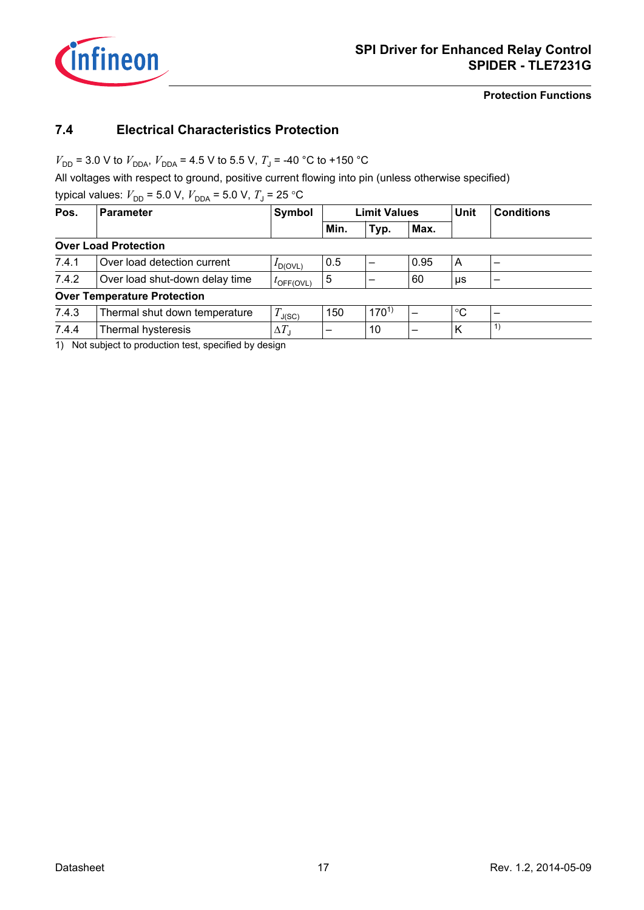## 7.4 Electrical Characteristics Protection

$V_{DD}$ = 3.0 V to $V_{DDA}$, $V_{DDA}$ = 4.5 V to 5.5 V, $T_J$ = -40 °C to +150 °C

All voltages with respect to ground, positive current flowing into pin (unless otherwise specified)

typical values: $V_{DD}$ = 5.0 V, $V_{DDA}$ = 5.0 V, $T_J$ = 25 °C

| Pos. | Parameter | Symbol | Limit Values | | | Unit | Conditions |
|---|---|---|---|---|---|---|---|
| | | | Min. | Typ. | Max. | | |
| **Over Load Protection** | | | | | | | |
| 7.4.1 | Over load detection current | $I_{D(OVL)}$ | 0.5 | – | 0.95 | A | – |
| 7.4.2 | Over load shut-down delay time | $t_{OFF(OVL)}$ | 5 | – | 60 | µs | – |
| **Over Temperature Protection** | | | | | | | |
| 7.4.3 | Thermal shut down temperature | $T_{J(SC)}$ | 150 | 170[1] | – | °C | – |
| 7.4.4 | Thermal hysteresis | $\Delta T_J$ | – | 10 | – | K | [1] |

1) Not subject to production test, specified by design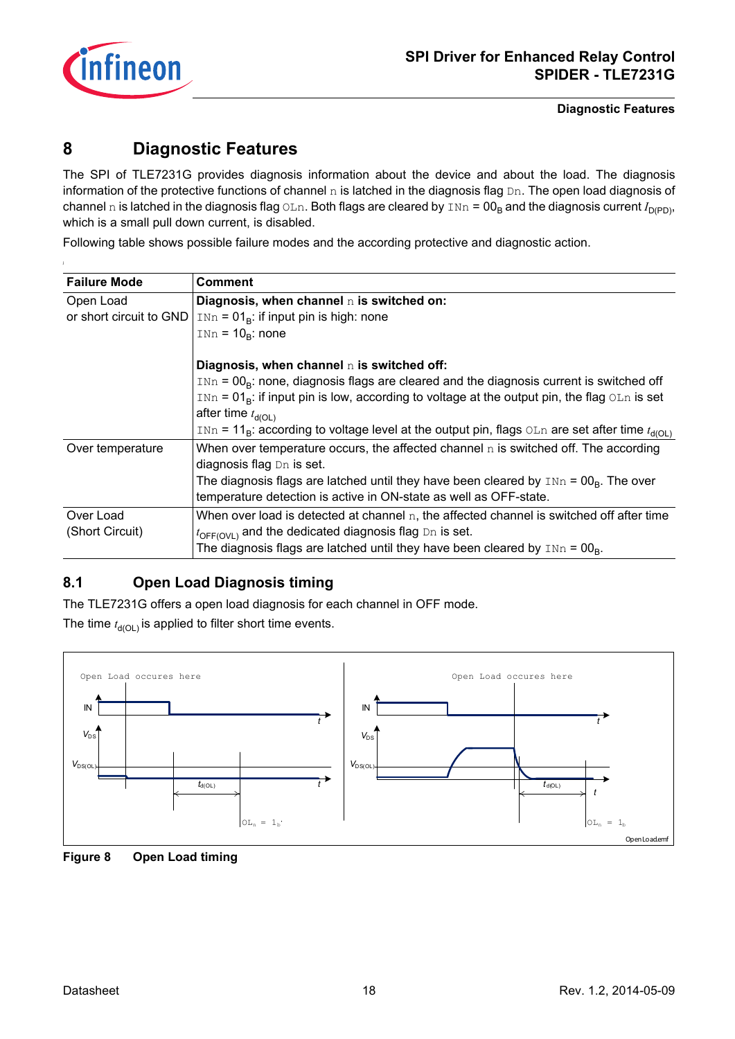# 8 Diagnostic Features

The SPI of TLE7231G provides diagnosis information about the device and about the load. The diagnosis information of the protective functions of channel n is latched in the diagnosis flag Dn. The open load diagnosis of channel n is latched in the diagnosis flag OLn. Both flags are cleared by INn = $00_B$ and the diagnosis current $I_{D(PD)}$, which is a small pull down current, is disabled.

Following table shows possible failure modes and the according protective and diagnostic action.

| Failure Mode | Comment |
|---|---|
| Open Load or short circuit to GND | **Diagnosis, when channel n is switched on:**<br>INn = $01_B$: if input pin is high: none<br>INn = $10_B$: none<br><br>**Diagnosis, when channel n is switched off:**<br>INn = $00_B$: none, diagnosis flags are cleared and the diagnosis current is switched off<br>INn = $01_B$: if input pin is low, according to voltage at the output pin, the flag OLn is set after time $t_{d(OL)}$<br>INn = $11_B$: according to voltage level at the output pin, flags OLn are set after time $t_{d(OL)}$ |
| Over temperature | When over temperature occurs, the affected channel n is switched off. The according diagnosis flag Dn is set.<br>The diagnosis flags are latched until they have been cleared by INn = $00_B$. The over temperature detection is active in ON-state as well as OFF-state. |
| Over Load (Short Circuit) | When over load is detected at channel n, the affected channel is switched off after time $t_{OFF(OVL)}$ and the dedicated diagnosis flag Dn is set.<br>The diagnosis flags are latched until they have been cleared by INn = $00_B$. |

## 8.1 Open Load Diagnosis timing

The TLE7231G offers a open load diagnosis for each channel in OFF mode.

The time $t_{d(OL)}$ is applied to filter short time events.

**Figure 8 Open Load timing**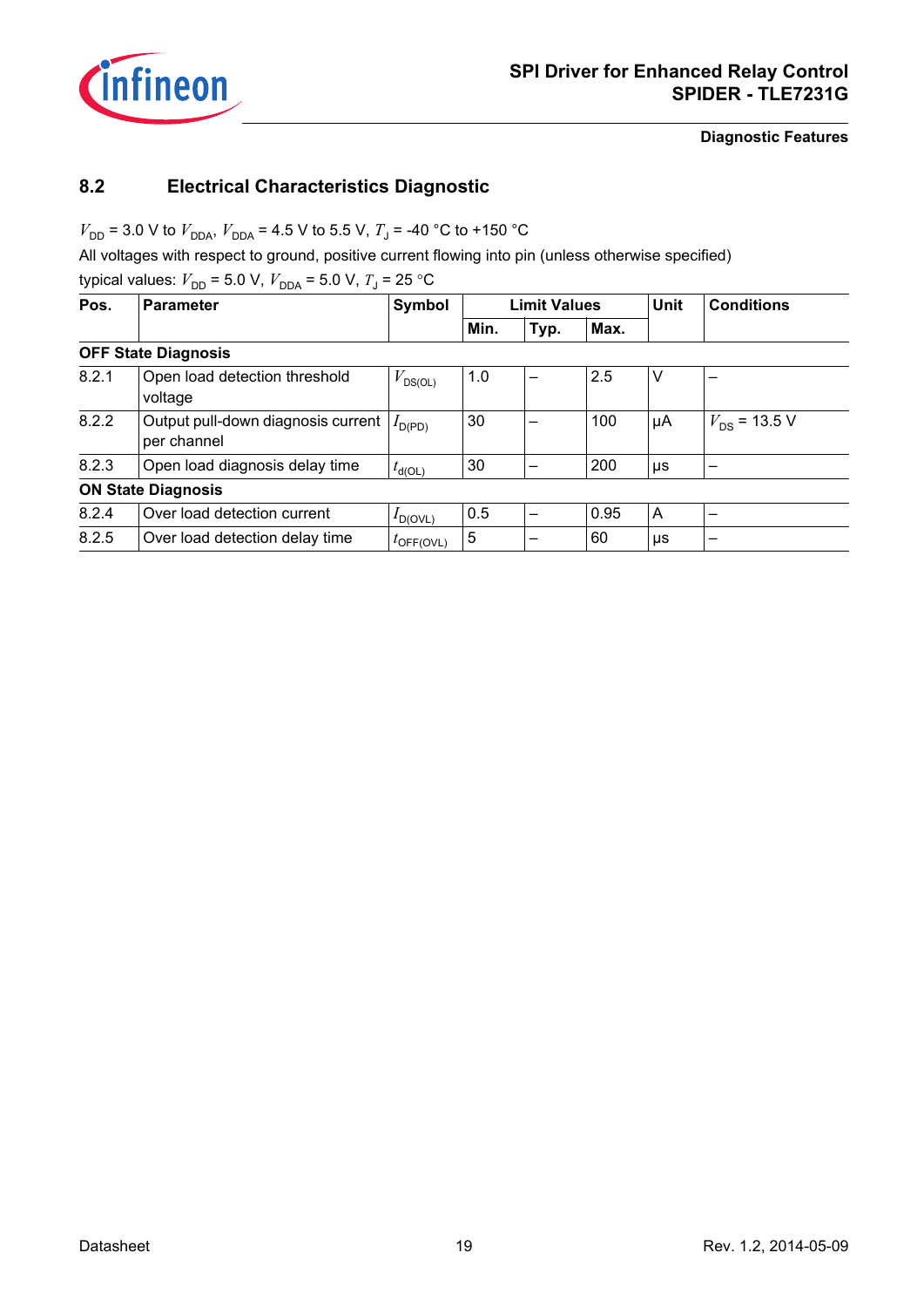## 8.2 Electrical Characteristics Diagnostic

$V_{DD}$ = 3.0 V to $V_{DDA}$, $V_{DDA}$ = 4.5 V to 5.5 V, $T_J$ = -40 °C to +150 °C

All voltages with respect to ground, positive current flowing into pin (unless otherwise specified)

typical values: $V_{DD}$ = 5.0 V, $V_{DDA}$ = 5.0 V, $T_J$ = 25 °C

| Pos. | Parameter | Symbol | Limit Values | | | Unit | Conditions |
|---|---|---|---|---|---|---|---|
| | | | Min. | Typ. | Max. | | |
| **OFF State Diagnosis** | | | | | | | |
| 8.2.1 | Open load detection threshold voltage | $V_{DS(OL)}$ | 1.0 | – | 2.5 | V | – |
| 8.2.2 | Output pull-down diagnosis current per channel | $I_{D(PD)}$ | 30 | – | 100 | µA | $V_{DS}$ = 13.5 V |
| 8.2.3 | Open load diagnosis delay time | $t_{d(OL)}$ | 30 | – | 200 | µs | – |
| **ON State Diagnosis** | | | | | | | |
| 8.2.4 | Over load detection current | $I_{D(OVL)}$ | 0.5 | – | 0.95 | A | – |
| 8.2.5 | Over load detection delay time | $t_{OFF(OVL)}$ | 5 | – | 60 | µs | – |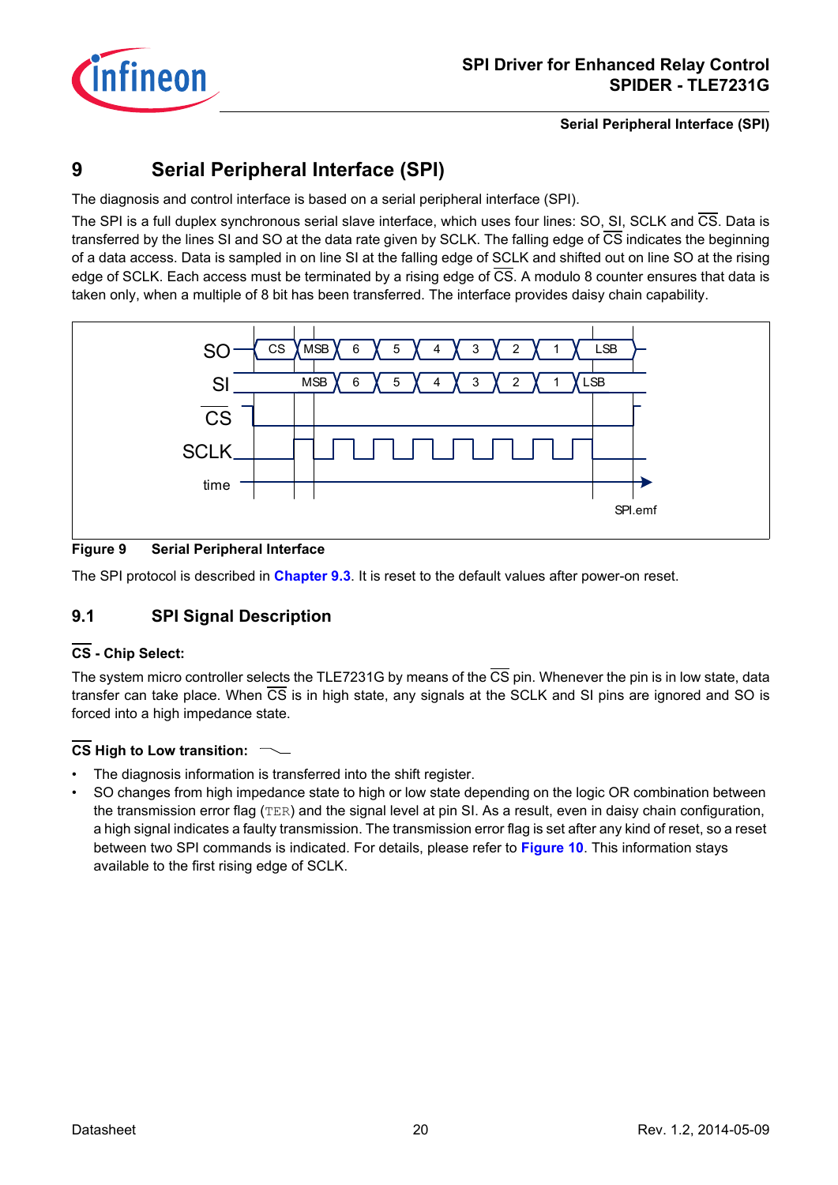# 9 Serial Peripheral Interface (SPI)

The diagnosis and control interface is based on a serial peripheral interface (SPI).

The SPI is a full duplex synchronous serial slave interface, which uses four lines: SO, SI, SCLK and $\overline{CS}$. Data is transferred by the lines SI and SO at the data rate given by SCLK. The falling edge of $\overline{CS}$ indicates the beginning of a data access. Data is sampled in on line SI at the falling edge of SCLK and shifted out on line SO at the rising edge of SCLK. Each access must be terminated by a rising edge of $\overline{CS}$. A modulo 8 counter ensures that data is taken only, when a multiple of 8 bit has been transferred. The interface provides daisy chain capability.

**Figure 9 Serial Peripheral Interface**

The SPI protocol is described in **Chapter 9.3**. It is reset to the default values after power-on reset.

## 9.1 SPI Signal Description

**$\overline{CS}$ - Chip Select:**

The system micro controller selects the TLE7231G by means of the $\overline{CS}$ pin. Whenever the pin is in low state, data transfer can take place. When $\overline{CS}$ is in high state, any signals at the SCLK and SI pins are ignored and SO is forced into a high impedance state.

**$\overline{CS}$ High to Low transition:**

- The diagnosis information is transferred into the shift register.
- SO changes from high impedance state to high or low state depending on the logic OR combination between the transmission error flag (`TER`) and the signal level at pin SI. As a result, even in daisy chain configuration, a high signal indicates a faulty transmission. The transmission error flag is set after any kind of reset, so a reset between two SPI commands is indicated. For details, please refer to **Figure 10**. This information stays available to the first rising edge of SCLK.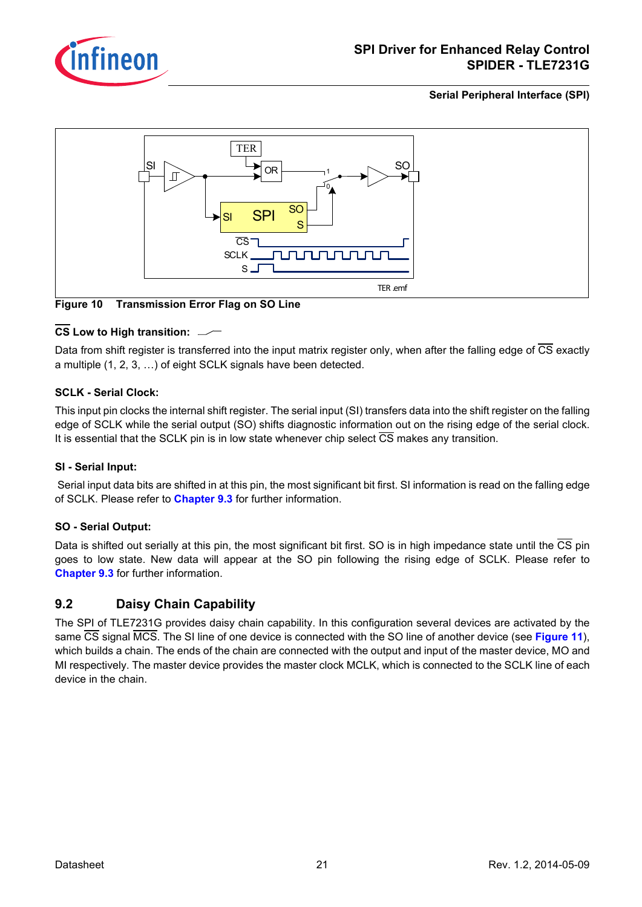Figure 10 Transmission Error Flag on SO Line

**CS Low to High transition:**

Data from shift register is transferred into the input matrix register only, when after the falling edge of CS exactly a multiple (1, 2, 3, …) of eight SCLK signals have been detected.

**SCLK - Serial Clock:**

This input pin clocks the internal shift register. The serial input (SI) transfers data into the shift register on the falling edge of SCLK while the serial output (SO) shifts diagnostic information out on the rising edge of the serial clock. It is essential that the SCLK pin is in low state whenever chip select CS makes any transition.

**SI - Serial Input:**

Serial input data bits are shifted in at this pin, the most significant bit first. SI information is read on the falling edge of SCLK. Please refer to **Chapter 9.3** for further information.

**SO - Serial Output:**

Data is shifted out serially at this pin, the most significant bit first. SO is in high impedance state until the CS pin goes to low state. New data will appear at the SO pin following the rising edge of SCLK. Please refer to **Chapter 9.3** for further information.

## 9.2 Daisy Chain Capability

The SPI of TLE7231G provides daisy chain capability. In this configuration several devices are activated by the same CS signal MCS. The SI line of one device is connected with the SO line of another device (see **Figure 11**), which builds a chain. The ends of the chain are connected with the output and input of the master device, MO and MI respectively. The master device provides the master clock MCLK, which is connected to the SCLK line of each device in the chain.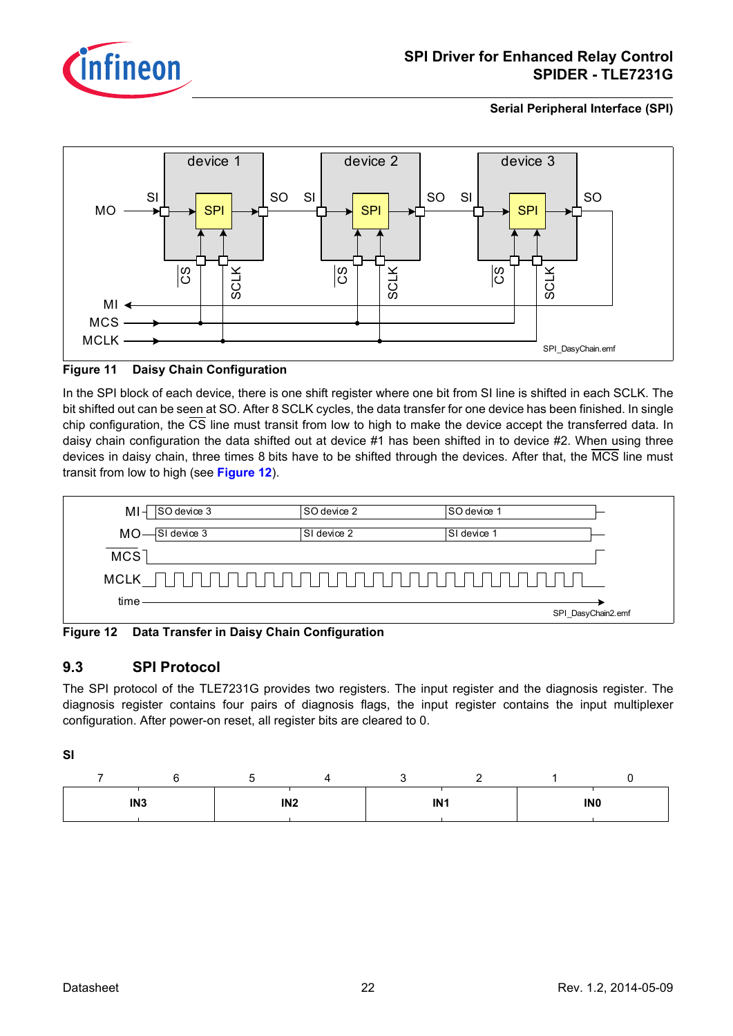**Figure 11 Daisy Chain Configuration**

In the SPI block of each device, there is one shift register where one bit from SI line is shifted in each SCLK. The bit shifted out can be seen at SO. After 8 SCLK cycles, the data transfer for one device has been finished. In single chip configuration, the CS line must transit from low to high to make the device accept the transferred data. In daisy chain configuration the data shifted out at device #1 has been shifted in to device #2. When using three devices in daisy chain, three times 8 bits have to be shifted through the devices. After that, the MCS line must transit from low to high (see **Figure 12**).

**Figure 12 Data Transfer in Daisy Chain Configuration**

## 9.3 SPI Protocol

The SPI protocol of the TLE7231G provides two registers. The input register and the diagnosis register. The diagnosis register contains four pairs of diagnosis flags, the input register contains the input multiplexer configuration. After power-on reset, all register bits are cleared to 0.

**SI**

| 7 | 6 | 5 | 4 | 3 | 2 | 1 | 0 |
|---|---|---|---|---|---|---|---|
| IN3 | | IN2 | | IN1 | | IN0 | |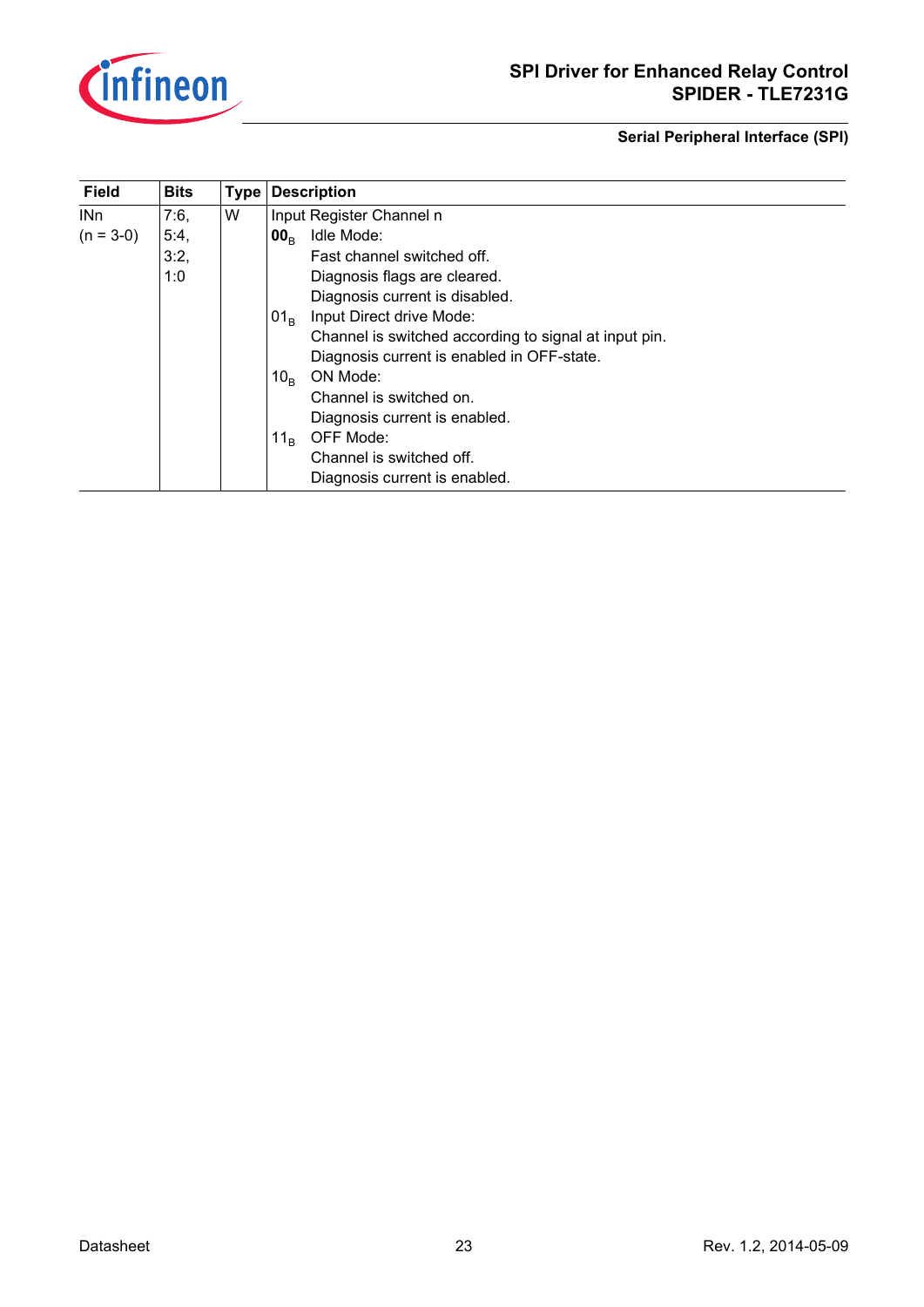| Field | Bits | Type | Description |
|---|---|---|---|
| INn<br>(n = 3-0) | 7:6,<br>5:4,<br>3:2,<br>1:0 | W | Input Register Channel n<br>**$00_B$** Idle Mode:<br>Fast channel switched off.<br>Diagnosis flags are cleared.<br>Diagnosis current is disabled.<br>$01_B$ Input Direct drive Mode:<br>Channel is switched according to signal at input pin.<br>Diagnosis current is enabled in OFF-state.<br>$10_B$ ON Mode:<br>Channel is switched on.<br>Diagnosis current is enabled.<br>$11_B$ OFF Mode:<br>Channel is switched off.<br>Diagnosis current is enabled. |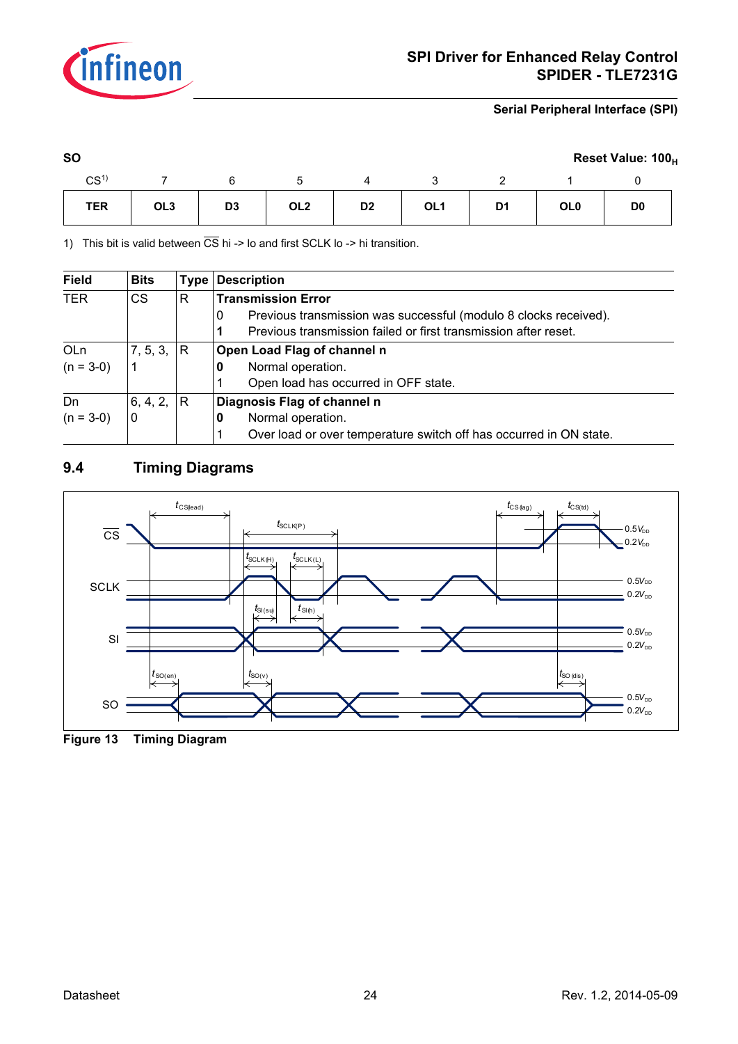**SO** **Reset Value: $100_H$**

| CS[1] | 7 | 6 | 5 | 4 | 3 | 2 | 1 | 0 |
|---|---|---|---|---|---|---|---|---|
| **TER** | **OL3** | **D3** | **OL2** | **D2** | **OL1** | **D1** | **OL0** | **D0** |

1) This bit is valid between $\overline{CS}$ hi -> lo and first SCLK lo -> hi transition.

| Field | Bits | Type | Description |
|---|---|---|---|
| TER | CS | R | **Transmission Error**<br>0 Previous transmission was successful (modulo 8 clocks received).<br>**1** Previous transmission failed or first transmission after reset. |
| OLn<br>(n = 3-0) | 7, 5, 3, 1 | R | **Open Load Flag of channel n**<br>**0** Normal operation.<br>1 Open load has occurred in OFF state. |
| Dn<br>(n = 3-0) | 6, 4, 2, 0 | R | **Diagnosis Flag of channel n**<br>**0** Normal operation.<br>1 Over load or over temperature switch off has occurred in ON state. |

## 9.4 Timing Diagrams

**Figure 13 Timing Diagram**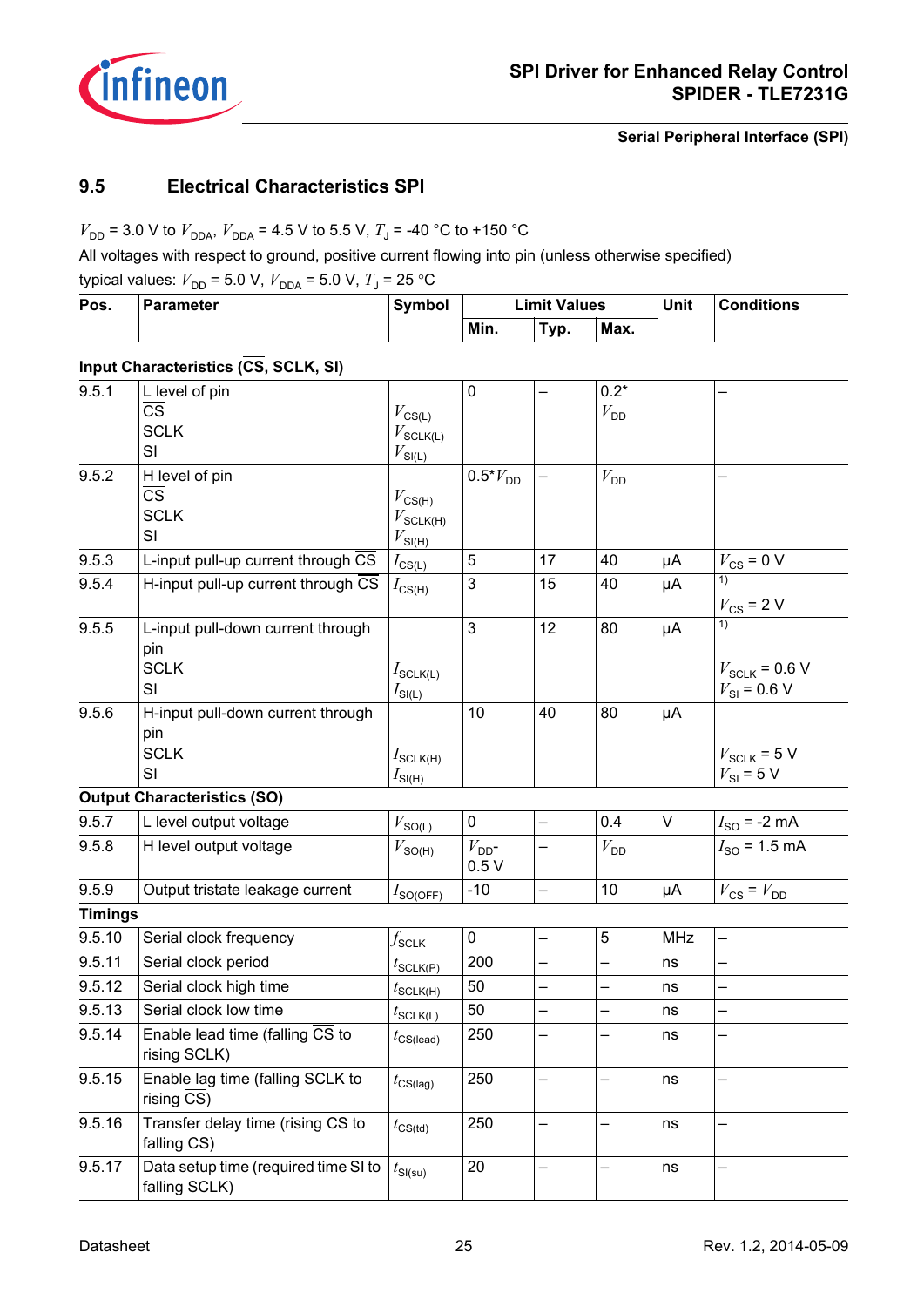## 9.5 Electrical Characteristics SPI

$V_{DD}$ = 3.0 V to $V_{DDA}$, $V_{DDA}$ = 4.5 V to 5.5 V, $T_J$ = -40 °C to +150 °C

All voltages with respect to ground, positive current flowing into pin (unless otherwise specified)

typical values: $V_{DD}$ = 5.0 V, $V_{DDA}$ = 5.0 V, $T_J$ = 25 °C

| Pos. | Parameter | Symbol | Limit Values | | | Unit | Conditions |
|---|---|---|---|---|---|---|---|
| | | | Min. | Typ. | Max. | | |
| **Input Characteristics ($\overline{CS}$, SCLK, SI)** | | | | | | | |
| 9.5.1 | L level of pin<br>$\overline{CS}$<br>SCLK<br>SI | $V_{CS(L)}$<br>$V_{SCLK(L)}$<br>$V_{SI(L)}$ | 0 | – | 0.2* $V_{DD}$ | | – |
| 9.5.2 | H level of pin<br>$\overline{CS}$<br>SCLK<br>SI | $V_{CS(H)}$<br>$V_{SCLK(H)}$<br>$V_{SI(H)}$ | 0.5*$V_{DD}$ | – | $V_{DD}$ | | – |
| 9.5.3 | L-input pull-up current through $\overline{CS}$ | $I_{CS(L)}$ | 5 | 17 | 40 | µA | $V_{CS}$ = 0 V |
| 9.5.4 | H-input pull-up current through $\overline{CS}$ | $I_{CS(H)}$ | 3 | 15 | 40 | µA | [1]<br>$V_{CS}$ = 2 V |
| 9.5.5 | L-input pull-down current through pin<br>SCLK<br>SI | $I_{SCLK(L)}$<br>$I_{SI(L)}$ | 3 | 12 | 80 | µA | [1]<br>$V_{SCLK}$ = 0.6 V<br>$V_{SI}$ = 0.6 V |
| 9.5.6 | H-input pull-down current through pin<br>SCLK<br>SI | $I_{SCLK(H)}$<br>$I_{SI(H)}$ | 10 | 40 | 80 | µA | $V_{SCLK}$ = 5 V<br>$V_{SI}$ = 5 V |
| **Output Characteristics (SO)** | | | | | | | |
| 9.5.7 | L level output voltage | $V_{SO(L)}$ | 0 | – | 0.4 | V | $I_{SO}$ = -2 mA |
| 9.5.8 | H level output voltage | $V_{SO(H)}$ | $V_{DD}$- 0.5 V | – | $V_{DD}$ | | $I_{SO}$ = 1.5 mA |
| 9.5.9 | Output tristate leakage current | $I_{SO(OFF)}$ | -10 | – | 10 | µA | $V_{CS}$ = $V_{DD}$ |
| **Timings** | | | | | | | |
| 9.5.10 | Serial clock frequency | $f_{SCLK}$ | 0 | – | 5 | MHz | – |
| 9.5.11 | Serial clock period | $t_{SCLK(P)}$ | 200 | – | – | ns | – |
| 9.5.12 | Serial clock high time | $t_{SCLK(H)}$ | 50 | – | – | ns | – |
| 9.5.13 | Serial clock low time | $t_{SCLK(L)}$ | 50 | – | – | ns | – |
| 9.5.14 | Enable lead time (falling $\overline{CS}$ to rising SCLK) | $t_{CS(lead)}$ | 250 | – | – | ns | – |
| 9.5.15 | Enable lag time (falling SCLK to rising $\overline{CS}$) | $t_{CS(lag)}$ | 250 | – | – | ns | – |
| 9.5.16 | Transfer delay time (rising $\overline{CS}$ to falling $\overline{CS}$) | $t_{CS(td)}$ | 250 | – | – | ns | – |
| 9.5.17 | Data setup time (required time SI to falling SCLK) | $t_{SI(su)}$ | 20 | – | – | ns | – |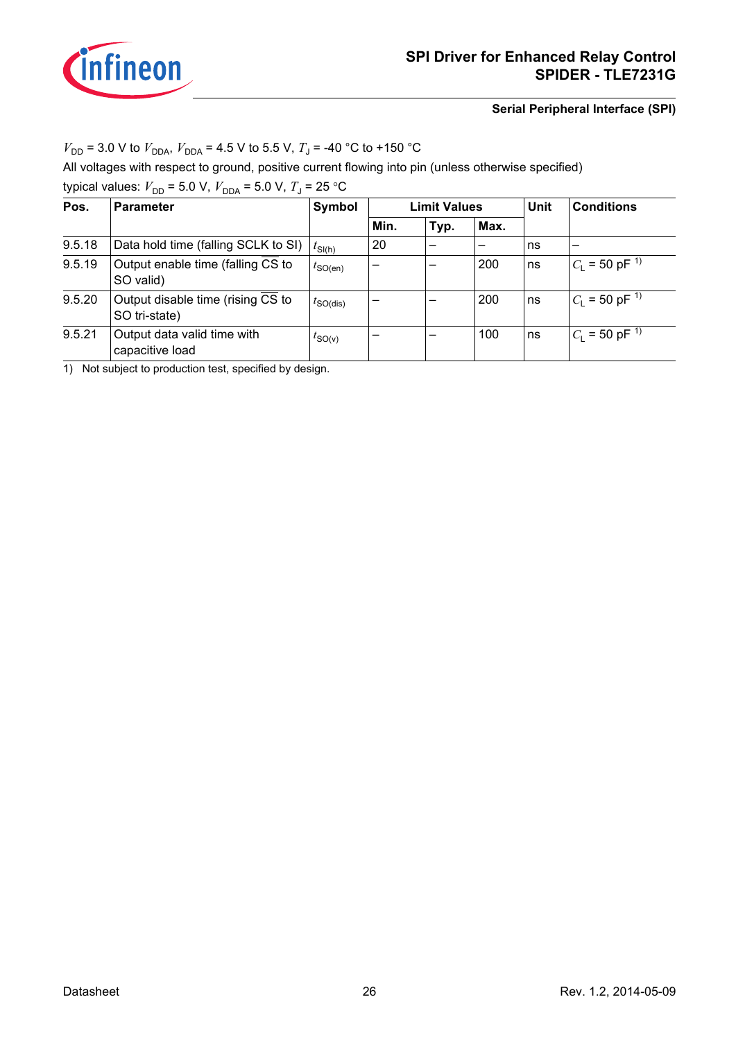$V_{DD}$ = 3.0 V to $V_{DDA}$, $V_{DDA}$ = 4.5 V to 5.5 V, $T_J$ = -40 °C to +150 °C
All voltages with respect to ground, positive current flowing into pin (unless otherwise specified)
typical values: $V_{DD}$ = 5.0 V, $V_{DDA}$ = 5.0 V, $T_J$ = 25 °C

| Pos. | Parameter | Symbol | Limit Values | | | Unit | Conditions |
|---|---|---|---|---|---|---|---|
| | | | Min. | Typ. | Max. | | |
| 9.5.18 | Data hold time (falling SCLK to SI) | $t_{SI(h)}$ | 20 | – | – | ns | – |
| 9.5.19 | Output enable time (falling $\overline{CS}$ to SO valid) | $t_{SO(en)}$ | – | – | 200 | ns | $C_L$ = 50 pF [1] |
| 9.5.20 | Output disable time (rising $\overline{CS}$ to SO tri-state) | $t_{SO(dis)}$ | – | – | 200 | ns | $C_L$ = 50 pF [1] |
| 9.5.21 | Output data valid time with capacitive load | $t_{SO(v)}$ | – | – | 100 | ns | $C_L$ = 50 pF [1] |

1) Not subject to production test, specified by design.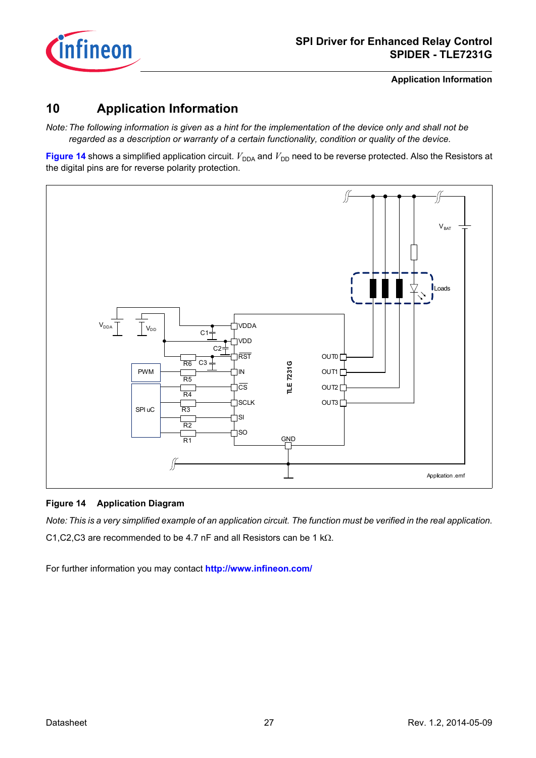# 10 Application Information

*Note: The following information is given as a hint for the implementation of the device only and shall not be regarded as a description or warranty of a certain functionality, condition or quality of the device.*

**Figure 14** shows a simplified application circuit. $V_{DDA}$ and $V_{DD}$ need to be reverse protected. Also the Resistors at the digital pins are for reverse polarity protection.

**Figure 14 Application Diagram**

*Note: This is a very simplified example of an application circuit. The function must be verified in the real application.*

C1,C2,C3 are recommended to be 4.7 nF and all Resistors can be 1 kΩ.

For further information you may contact **http://www.infineon.com/**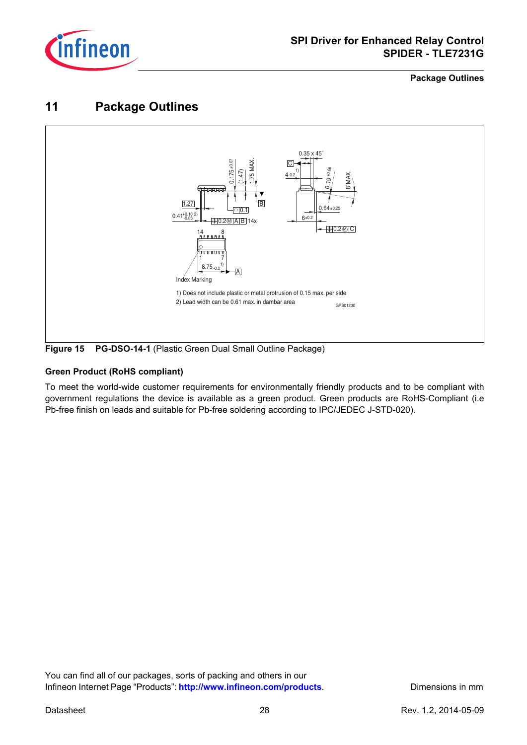# 11 Package Outlines

1) Does not include plastic or metal protrusion of 0.15 max. per side

2) Lead width can be 0.61 max. in dambar area

**Figure 15** **PG-DSO-14-1** (Plastic Green Dual Small Outline Package)

### Green Product (RoHS compliant)

To meet the world-wide customer requirements for environmentally friendly products and to be compliant with government regulations the device is available as a green product. Green products are RoHS-Compliant (i.e Pb-free finish on leads and suitable for Pb-free soldering according to IPC/JEDEC J-STD-020).

You can find all of our packages, sorts of packing and others in our Infineon Internet Page "Products": **http://www.infineon.com/products**.

Dimensions in mm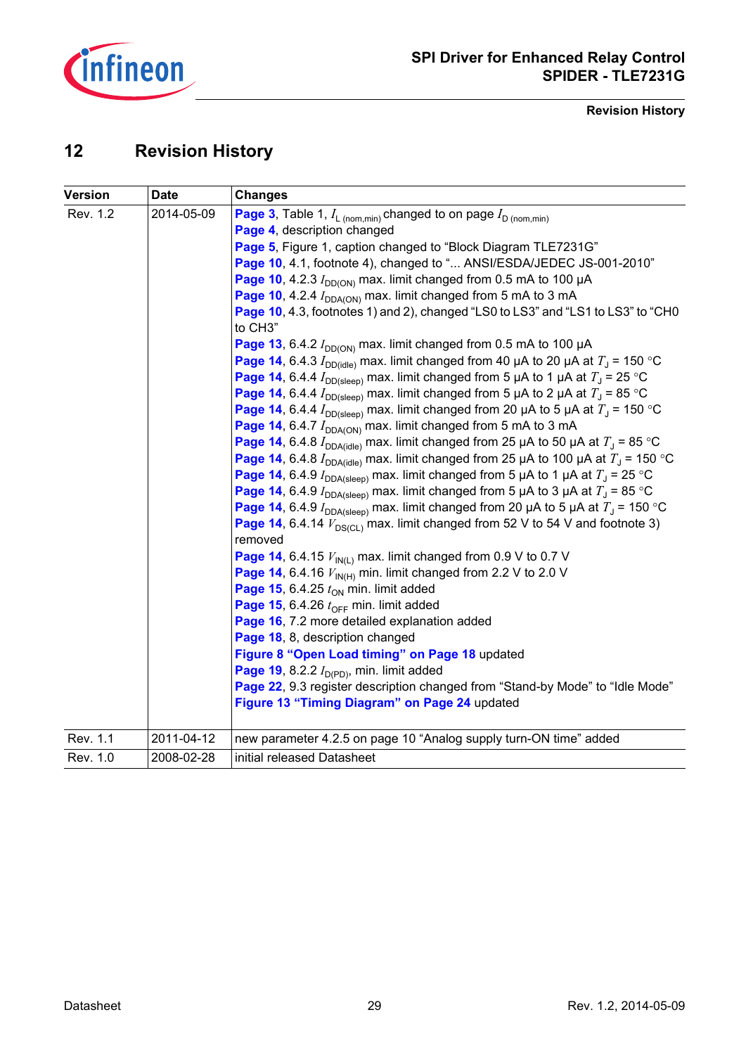# 12 Revision History

| Version | Date | Changes |
|---|---|---|
| Rev. 1.2 | 2014-05-09 | **Page 3**, Table 1, $I_{L\ (nom,min)}$ changed to on page $I_{D\ (nom,min)}$<br>**Page 4**, description changed<br>**Page 5**, Figure 1, caption changed to “Block Diagram TLE7231G”<br>**Page 10**, 4.1, footnote 4), changed to “... ANSI/ESDA/JEDEC JS-001-2010”<br>**Page 10**, 4.2.3 $I_{DD(ON)}$ max. limit changed from 0.5 mA to 100 µA<br>**Page 10**, 4.2.4 $I_{DDA(ON)}$ max. limit changed from 5 mA to 3 mA<br>**Page 10**, 4.3, footnotes 1) and 2), changed “LS0 to LS3” and “LS1 to LS3” to “CH0 to CH3”<br>**Page 13**, 6.4.2 $I_{DD(ON)}$ max. limit changed from 0.5 mA to 100 µA<br>**Page 14**, 6.4.3 $I_{DD(idle)}$ max. limit changed from 40 µA to 20 µA at $T_J$ = 150 °C<br>**Page 14**, 6.4.4 $I_{DD(sleep)}$ max. limit changed from 5 µA to 1 µA at $T_J$ = 25 °C<br>**Page 14**, 6.4.4 $I_{DD(sleep)}$ max. limit changed from 5 µA to 2 µA at $T_J$ = 85 °C<br>**Page 14**, 6.4.4 $I_{DD(sleep)}$ max. limit changed from 20 µA to 5 µA at $T_J$ = 150 °C<br>**Page 14**, 6.4.7 $I_{DDA(ON)}$ max. limit changed from 5 mA to 3 mA<br>**Page 14**, 6.4.8 $I_{DDA(idle)}$ max. limit changed from 25 µA to 50 µA at $T_J$ = 85 °C<br>**Page 14**, 6.4.8 $I_{DDA(idle)}$ max. limit changed from 25 µA to 100 µA at $T_J$ = 150 °C<br>**Page 14**, 6.4.9 $I_{DDA(sleep)}$ max. limit changed from 5 µA to 1 µA at $T_J$ = 25 °C<br>**Page 14**, 6.4.9 $I_{DDA(sleep)}$ max. limit changed from 5 µA to 3 µA at $T_J$ = 85 °C<br>**Page 14**, 6.4.9 $I_{DDA(sleep)}$ max. limit changed from 20 µA to 5 µA at $T_J$ = 150 °C<br>**Page 14**, 6.4.14 $V_{DS(CL)}$ max. limit changed from 52 V to 54 V and footnote 3) removed<br>**Page 14**, 6.4.15 $V_{IN(L)}$ max. limit changed from 0.9 V to 0.7 V<br>**Page 14**, 6.4.16 $V_{IN(H)}$ min. limit changed from 2.2 V to 2.0 V<br>**Page 15**, 6.4.25 $t_{ON}$ min. limit added<br>**Page 15**, 6.4.26 $t_{OFF}$ min. limit added<br>**Page 16**, 7.2 more detailed explanation added<br>**Page 18**, 8, description changed<br>**Figure 8 “Open Load timing” on Page 18** updated<br>**Page 19**, 8.2.2 $I_{D(PD)}$, min. limit added<br>**Page 22**, 9.3 register description changed from “Stand-by Mode” to “Idle Mode”<br>**Figure 13 “Timing Diagram” on Page 24** updated |
| Rev. 1.1 | 2011-04-12 | new parameter 4.2.5 on page 10 “Analog supply turn-ON time” added |
| Rev. 1.0 | 2008-02-28 | initial released Datasheet |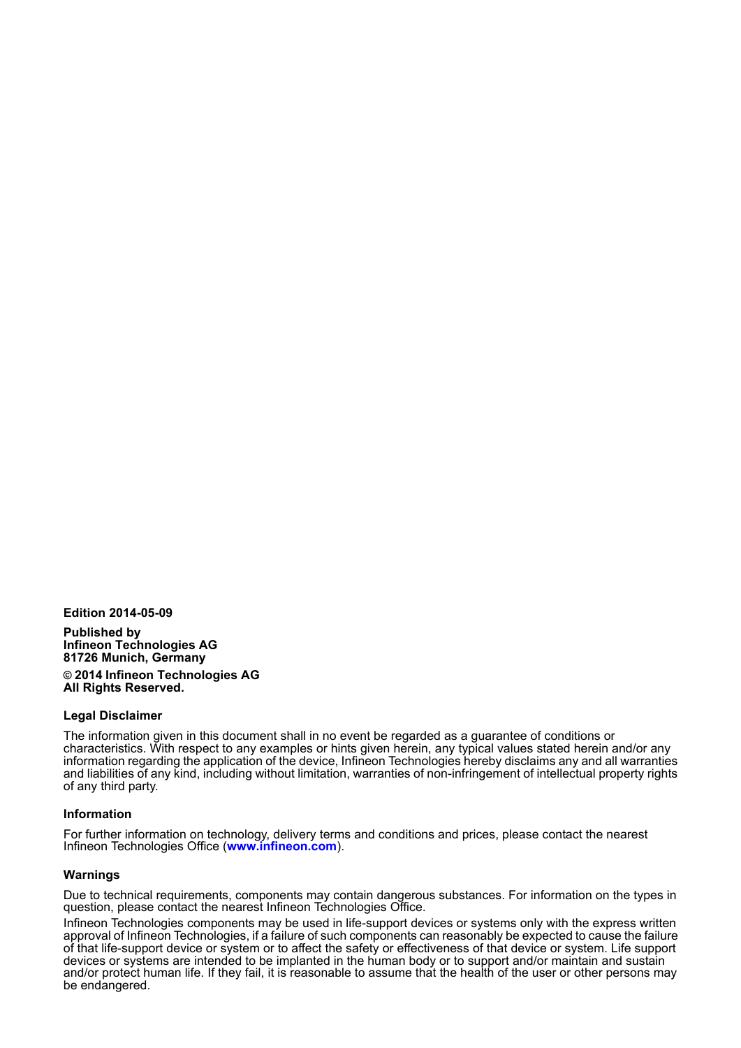**Edition 2014-05-09**

**Published by**
**Infineon Technologies AG**
**81726 Munich, Germany**

**© 2014 Infineon Technologies AG**
**All Rights Reserved.**

### Legal Disclaimer

The information given in this document shall in no event be regarded as a guarantee of conditions or characteristics. With respect to any examples or hints given herein, any typical values stated herein and/or any information regarding the application of the device, Infineon Technologies hereby disclaims any and all warranties and liabilities of any kind, including without limitation, warranties of non-infringement of intellectual property rights of any third party.

### Information

For further information on technology, delivery terms and conditions and prices, please contact the nearest Infineon Technologies Office (**www.infineon.com**).

### Warnings

Due to technical requirements, components may contain dangerous substances. For information on the types in question, please contact the nearest Infineon Technologies Office.

Infineon Technologies components may be used in life-support devices or systems only with the express written approval of Infineon Technologies, if a failure of such components can reasonably be expected to cause the failure of that life-support device or system or to affect the safety or effectiveness of that device or system. Life support devices or systems are intended to be implanted in the human body or to support and/or maintain and sustain and/or protect human life. If they fail, it is reasonable to assume that the health of the user or other persons may be endangered.